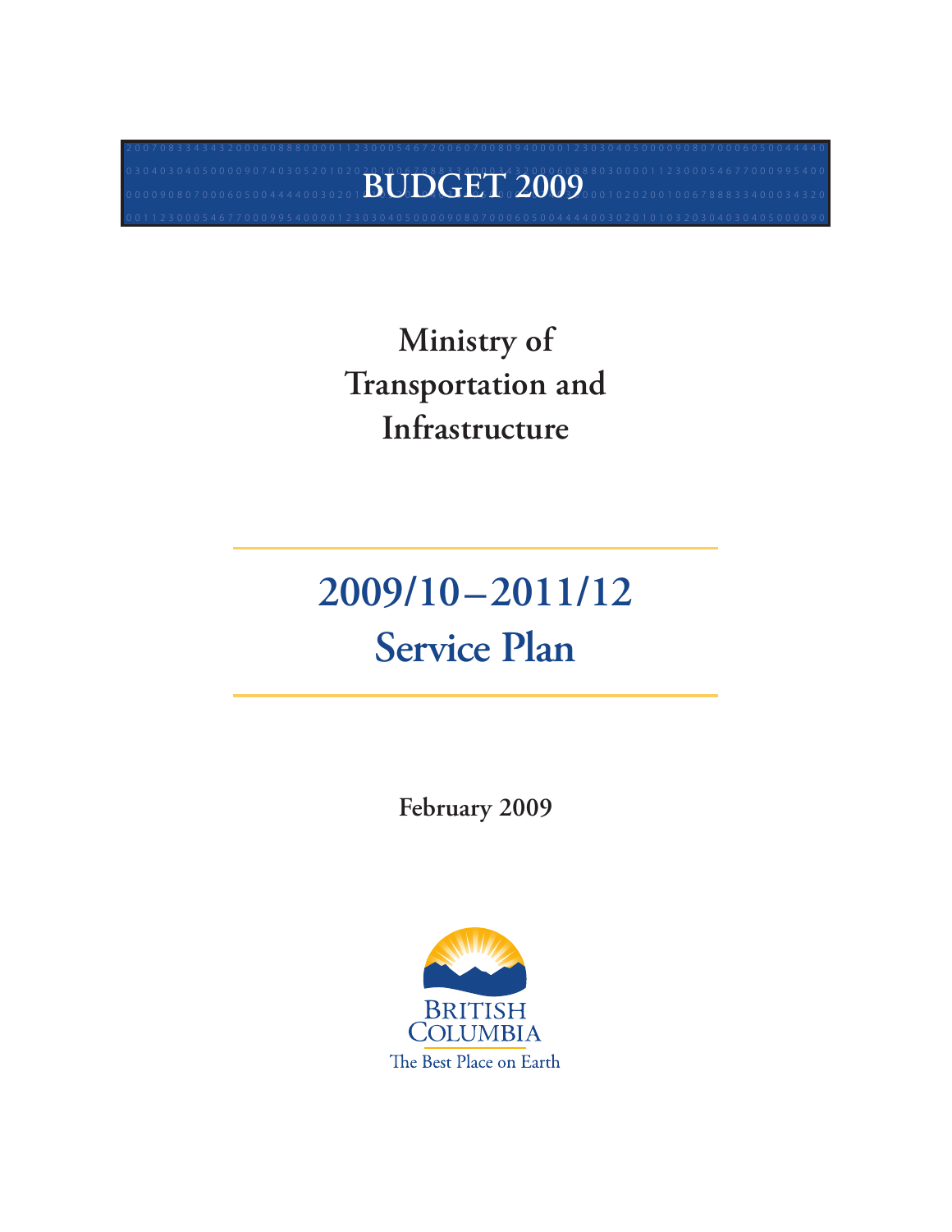# BUDGET 2009

## Ministry of Transportation and Infrastructure

# 2009/10 – 2011/12 Service Plan

**February 2009**

British Columbia
The Best Place on Earth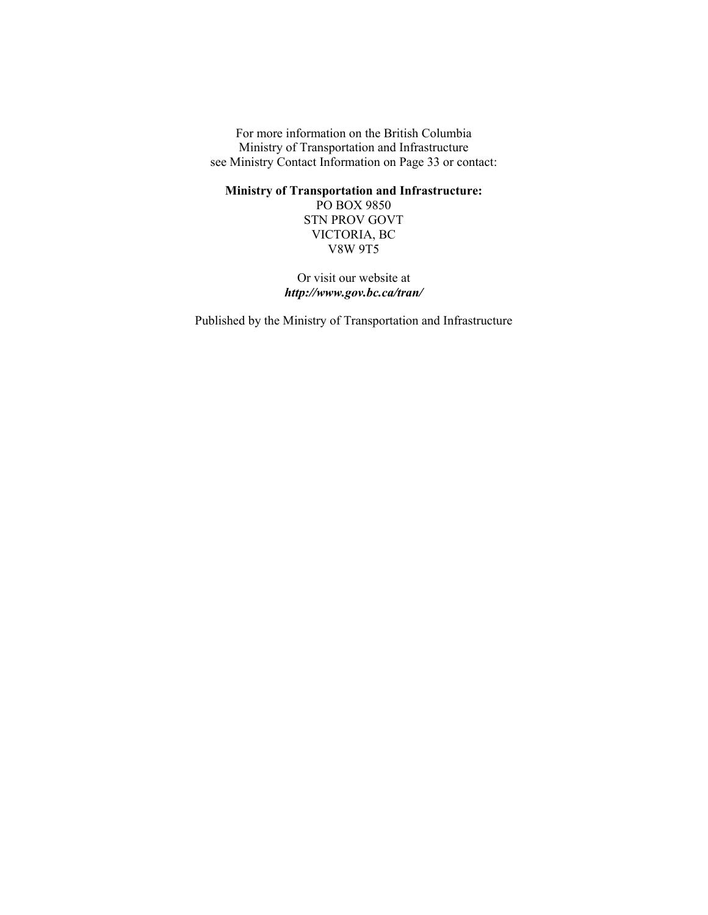For more information on the British Columbia
Ministry of Transportation and Infrastructure
see Ministry Contact Information on Page 33 or contact:

**Ministry of Transportation and Infrastructure:**
PO BOX 9850
STN PROV GOVT
VICTORIA, BC
V8W 9T5

Or visit our website at
***http://www.gov.bc.ca/tran/***

Published by the Ministry of Transportation and Infrastructure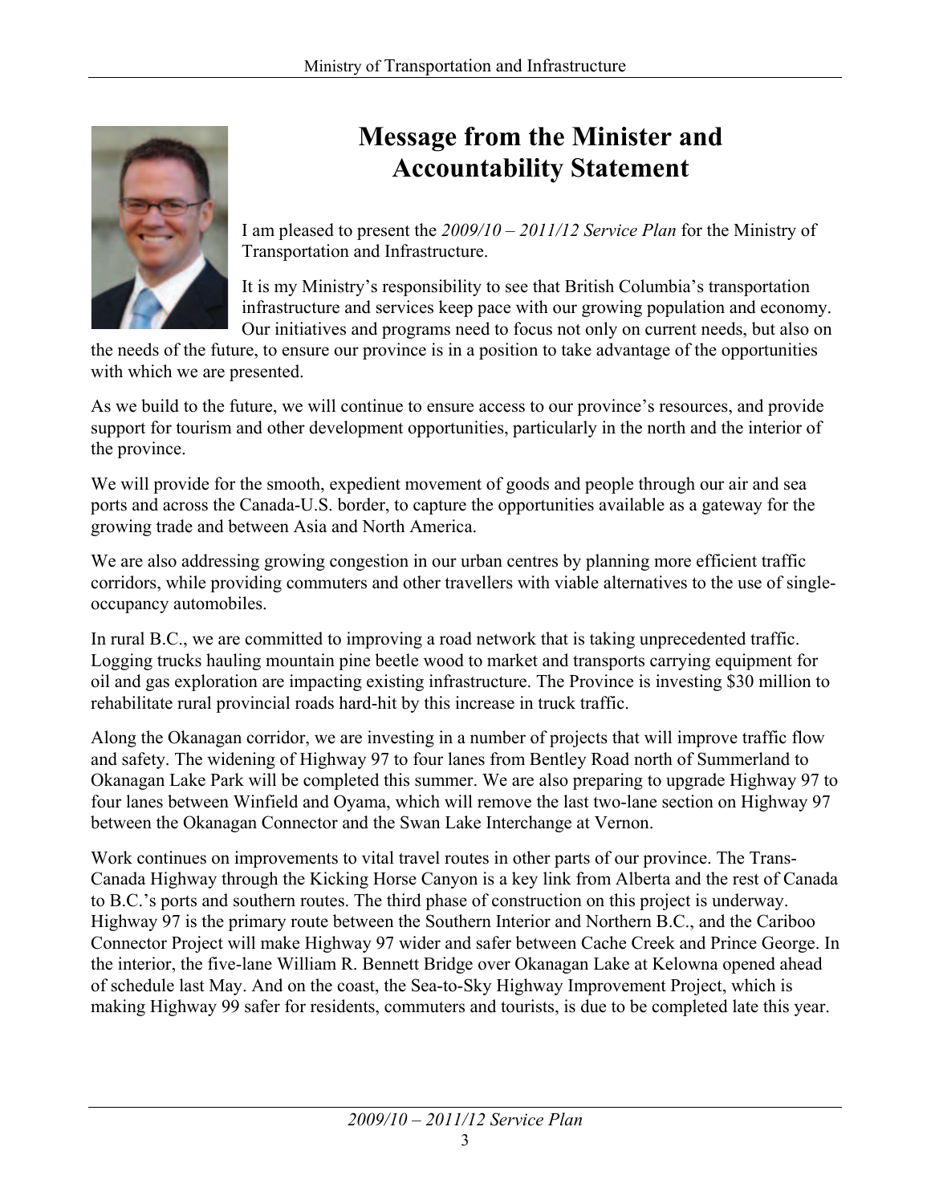# Message from the Minister and Accountability Statement

I am pleased to present the *2009/10 – 2011/12 Service Plan* for the Ministry of Transportation and Infrastructure.

It is my Ministry's responsibility to see that British Columbia's transportation infrastructure and services keep pace with our growing population and economy. Our initiatives and programs need to focus not only on current needs, but also on the needs of the future, to ensure our province is in a position to take advantage of the opportunities with which we are presented.

As we build to the future, we will continue to ensure access to our province's resources, and provide support for tourism and other development opportunities, particularly in the north and the interior of the province.

We will provide for the smooth, expedient movement of goods and people through our air and sea ports and across the Canada-U.S. border, to capture the opportunities available as a gateway for the growing trade and between Asia and North America.

We are also addressing growing congestion in our urban centres by planning more efficient traffic corridors, while providing commuters and other travellers with viable alternatives to the use of single-occupancy automobiles.

In rural B.C., we are committed to improving a road network that is taking unprecedented traffic. Logging trucks hauling mountain pine beetle wood to market and transports carrying equipment for oil and gas exploration are impacting existing infrastructure. The Province is investing $30 million to rehabilitate rural provincial roads hard-hit by this increase in truck traffic.

Along the Okanagan corridor, we are investing in a number of projects that will improve traffic flow and safety. The widening of Highway 97 to four lanes from Bentley Road north of Summerland to Okanagan Lake Park will be completed this summer. We are also preparing to upgrade Highway 97 to four lanes between Winfield and Oyama, which will remove the last two-lane section on Highway 97 between the Okanagan Connector and the Swan Lake Interchange at Vernon.

Work continues on improvements to vital travel routes in other parts of our province. The Trans-Canada Highway through the Kicking Horse Canyon is a key link from Alberta and the rest of Canada to B.C.'s ports and southern routes. The third phase of construction on this project is underway. Highway 97 is the primary route between the Southern Interior and Northern B.C., and the Cariboo Connector Project will make Highway 97 wider and safer between Cache Creek and Prince George. In the interior, the five-lane William R. Bennett Bridge over Okanagan Lake at Kelowna opened ahead of schedule last May. And on the coast, the Sea-to-Sky Highway Improvement Project, which is making Highway 99 safer for residents, commuters and tourists, is due to be completed late this year.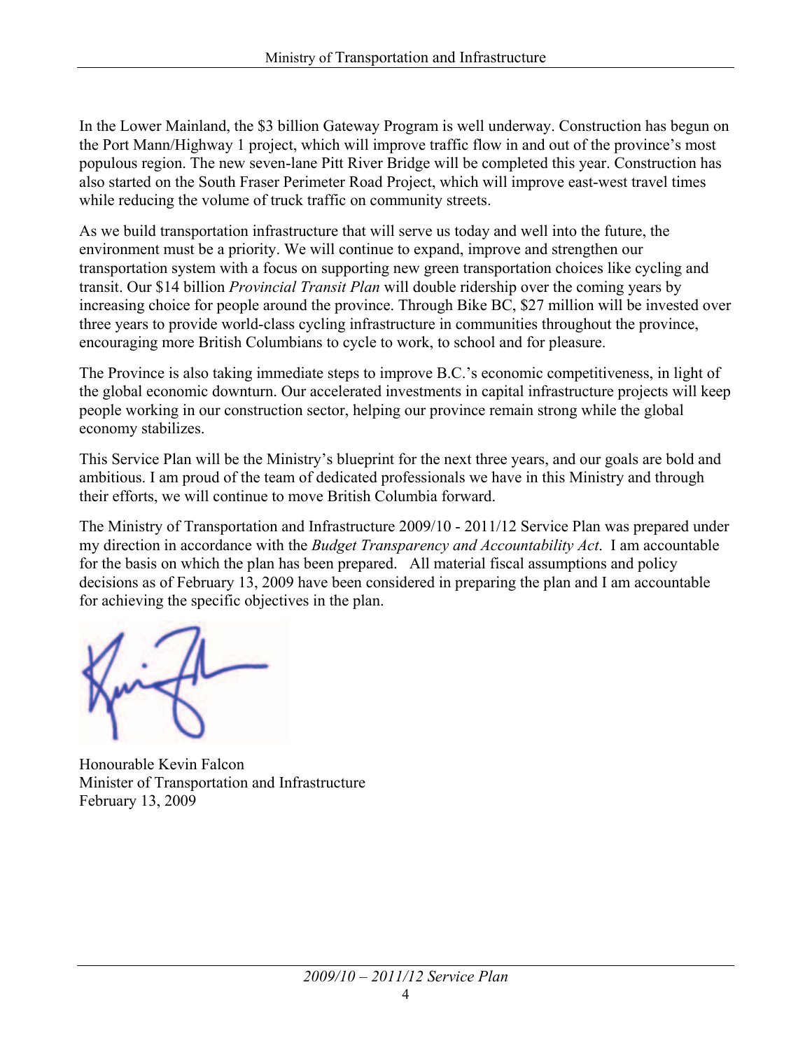In the Lower Mainland, the $3 billion Gateway Program is well underway. Construction has begun on the Port Mann/Highway 1 project, which will improve traffic flow in and out of the province's most populous region. The new seven-lane Pitt River Bridge will be completed this year. Construction has also started on the South Fraser Perimeter Road Project, which will improve east-west travel times while reducing the volume of truck traffic on community streets.

As we build transportation infrastructure that will serve us today and well into the future, the environment must be a priority. We will continue to expand, improve and strengthen our transportation system with a focus on supporting new green transportation choices like cycling and transit. Our $14 billion *Provincial Transit Plan* will double ridership over the coming years by increasing choice for people around the province. Through Bike BC, $27 million will be invested over three years to provide world-class cycling infrastructure in communities throughout the province, encouraging more British Columbians to cycle to work, to school and for pleasure.

The Province is also taking immediate steps to improve B.C.'s economic competitiveness, in light of the global economic downturn. Our accelerated investments in capital infrastructure projects will keep people working in our construction sector, helping our province remain strong while the global economy stabilizes.

This Service Plan will be the Ministry's blueprint for the next three years, and our goals are bold and ambitious. I am proud of the team of dedicated professionals we have in this Ministry and through their efforts, we will continue to move British Columbia forward.

The Ministry of Transportation and Infrastructure 2009/10 - 2011/12 Service Plan was prepared under my direction in accordance with the *Budget Transparency and Accountability Act*. I am accountable for the basis on which the plan has been prepared. All material fiscal assumptions and policy decisions as of February 13, 2009 have been considered in preparing the plan and I am accountable for achieving the specific objectives in the plan.

Honourable Kevin Falcon
Minister of Transportation and Infrastructure
February 13, 2009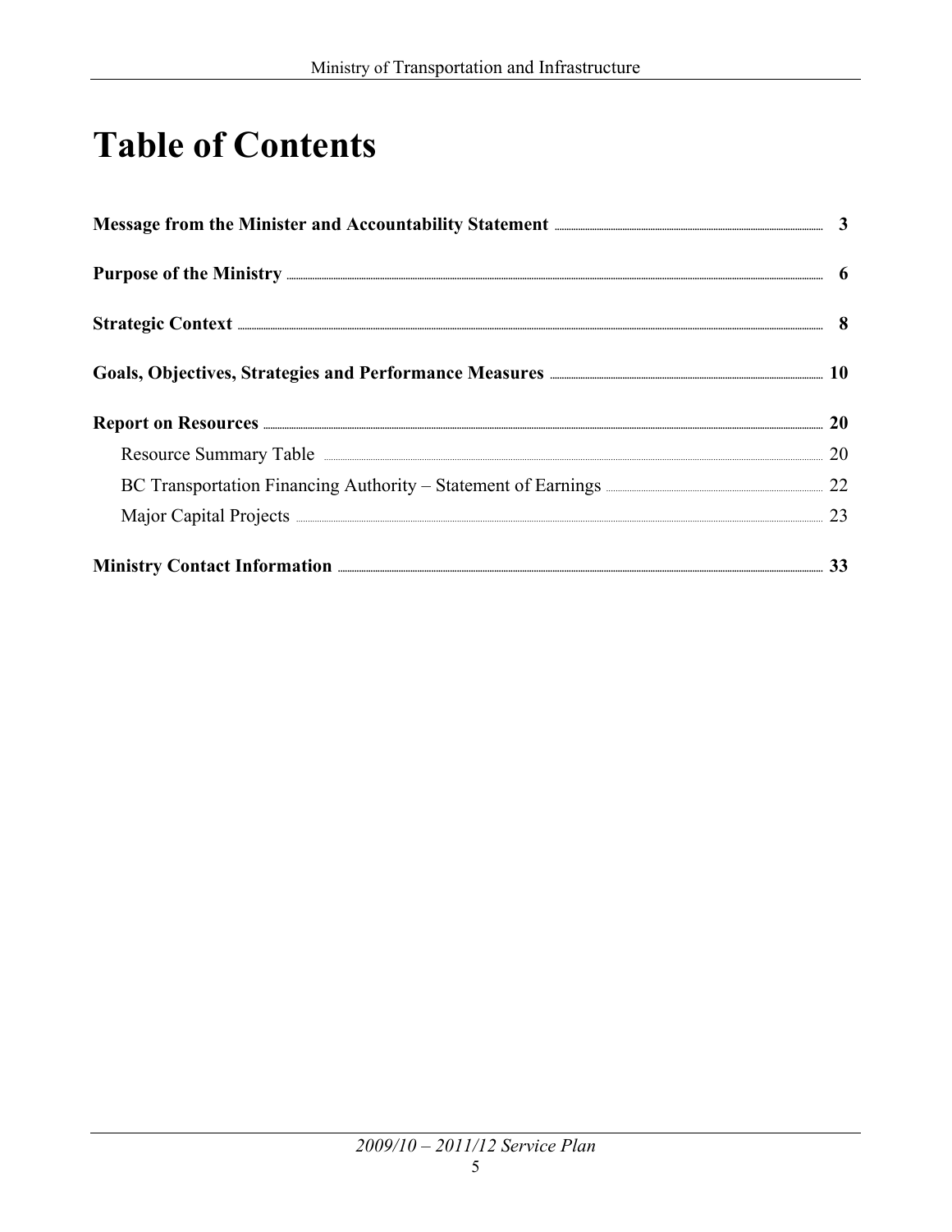# Table of Contents

**Message from the Minister and Accountability Statement** ..... **3**

**Purpose of the Ministry** ..... **6**

**Strategic Context** ..... **8**

**Goals, Objectives, Strategies and Performance Measures** ..... **10**

**Report on Resources** ..... **20**

- Resource Summary Table ..... 20
- BC Transportation Financing Authority – Statement of Earnings ..... 22
- Major Capital Projects ..... 23

**Ministry Contact Information** ..... **33**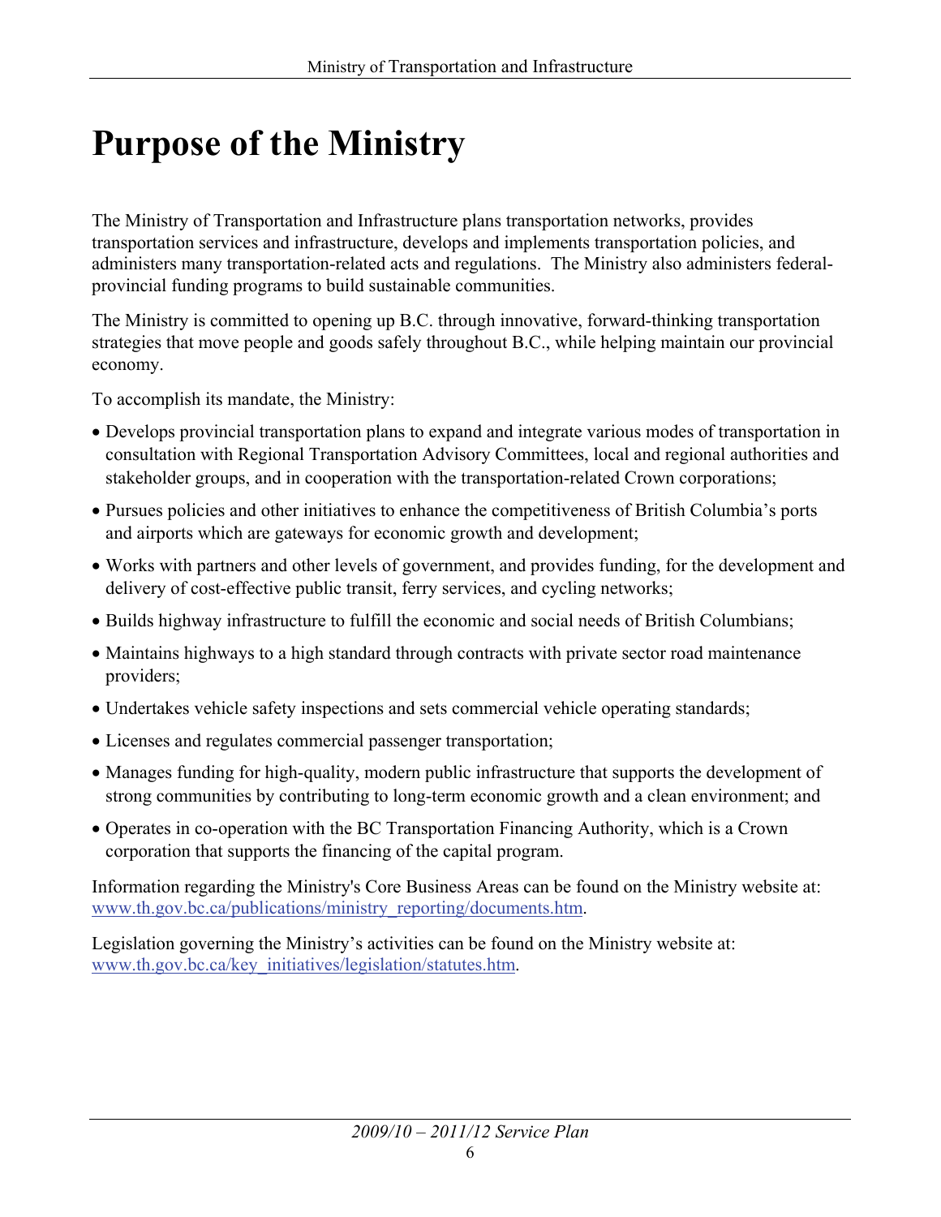# Purpose of the Ministry

The Ministry of Transportation and Infrastructure plans transportation networks, provides transportation services and infrastructure, develops and implements transportation policies, and administers many transportation-related acts and regulations. The Ministry also administers federal-provincial funding programs to build sustainable communities.

The Ministry is committed to opening up B.C. through innovative, forward-thinking transportation strategies that move people and goods safely throughout B.C., while helping maintain our provincial economy.

To accomplish its mandate, the Ministry:

- Develops provincial transportation plans to expand and integrate various modes of transportation in consultation with Regional Transportation Advisory Committees, local and regional authorities and stakeholder groups, and in cooperation with the transportation-related Crown corporations;
- Pursues policies and other initiatives to enhance the competitiveness of British Columbia's ports and airports which are gateways for economic growth and development;
- Works with partners and other levels of government, and provides funding, for the development and delivery of cost-effective public transit, ferry services, and cycling networks;
- Builds highway infrastructure to fulfill the economic and social needs of British Columbians;
- Maintains highways to a high standard through contracts with private sector road maintenance providers;
- Undertakes vehicle safety inspections and sets commercial vehicle operating standards;
- Licenses and regulates commercial passenger transportation;
- Manages funding for high-quality, modern public infrastructure that supports the development of strong communities by contributing to long-term economic growth and a clean environment; and
- Operates in co-operation with the BC Transportation Financing Authority, which is a Crown corporation that supports the financing of the capital program.

Information regarding the Ministry's Core Business Areas can be found on the Ministry website at: www.th.gov.bc.ca/publications/ministry_reporting/documents.htm.

Legislation governing the Ministry's activities can be found on the Ministry website at: www.th.gov.bc.ca/key_initiatives/legislation/statutes.htm.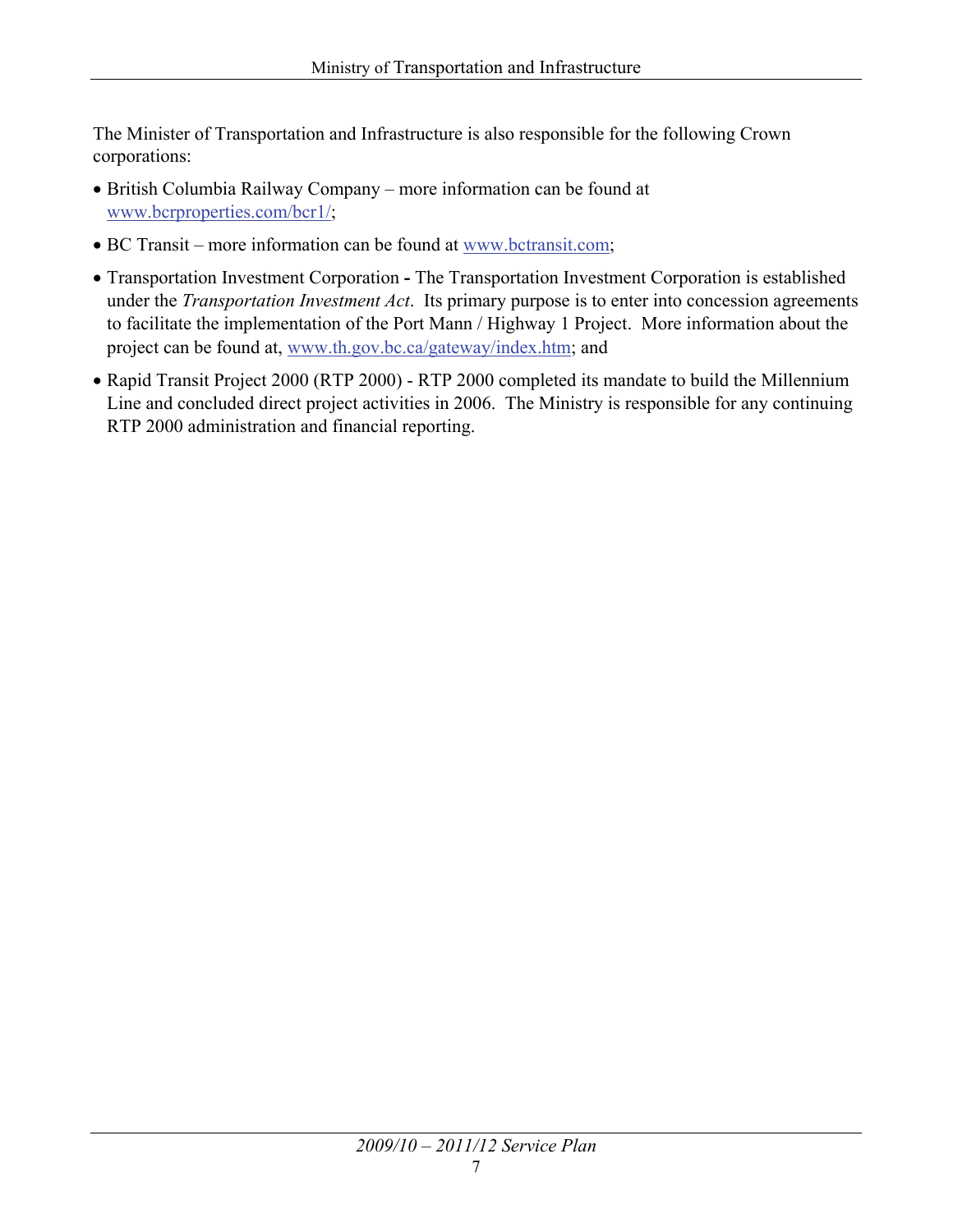The Minister of Transportation and Infrastructure is also responsible for the following Crown corporations:

- British Columbia Railway Company – more information can be found at www.bcrproperties.com/bcr1/;
- BC Transit – more information can be found at www.bctransit.com;
- Transportation Investment Corporation **-** The Transportation Investment Corporation is established under the *Transportation Investment Act*. Its primary purpose is to enter into concession agreements to facilitate the implementation of the Port Mann / Highway 1 Project. More information about the project can be found at, www.th.gov.bc.ca/gateway/index.htm; and
- Rapid Transit Project 2000 (RTP 2000) - RTP 2000 completed its mandate to build the Millennium Line and concluded direct project activities in 2006. The Ministry is responsible for any continuing RTP 2000 administration and financial reporting.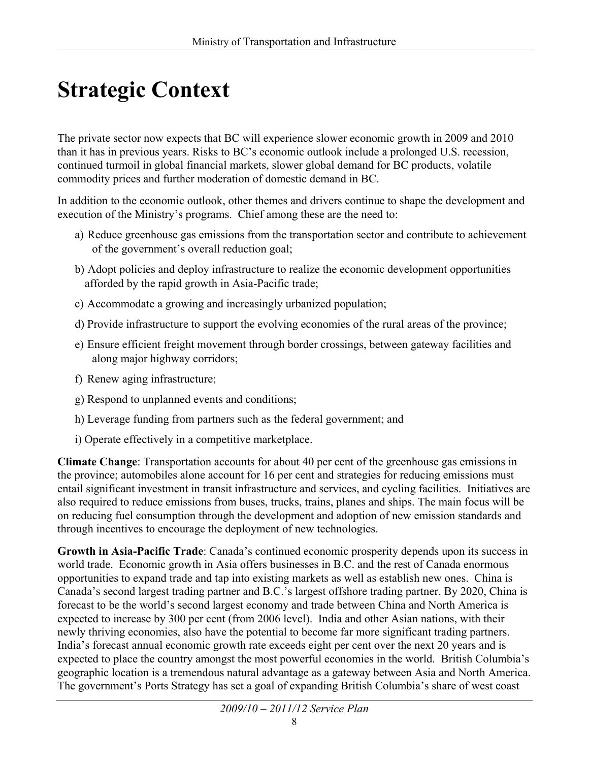# Strategic Context

The private sector now expects that BC will experience slower economic growth in 2009 and 2010 than it has in previous years. Risks to BC's economic outlook include a prolonged U.S. recession, continued turmoil in global financial markets, slower global demand for BC products, volatile commodity prices and further moderation of domestic demand in BC.

In addition to the economic outlook, other themes and drivers continue to shape the development and execution of the Ministry's programs. Chief among these are the need to:

a) Reduce greenhouse gas emissions from the transportation sector and contribute to achievement of the government's overall reduction goal;

b) Adopt policies and deploy infrastructure to realize the economic development opportunities afforded by the rapid growth in Asia-Pacific trade;

c) Accommodate a growing and increasingly urbanized population;

d) Provide infrastructure to support the evolving economies of the rural areas of the province;

e) Ensure efficient freight movement through border crossings, between gateway facilities and along major highway corridors;

f) Renew aging infrastructure;

g) Respond to unplanned events and conditions;

h) Leverage funding from partners such as the federal government; and

i) Operate effectively in a competitive marketplace.

**Climate Change**: Transportation accounts for about 40 per cent of the greenhouse gas emissions in the province; automobiles alone account for 16 per cent and strategies for reducing emissions must entail significant investment in transit infrastructure and services, and cycling facilities. Initiatives are also required to reduce emissions from buses, trucks, trains, planes and ships. The main focus will be on reducing fuel consumption through the development and adoption of new emission standards and through incentives to encourage the deployment of new technologies.

**Growth in Asia-Pacific Trade**: Canada's continued economic prosperity depends upon its success in world trade. Economic growth in Asia offers businesses in B.C. and the rest of Canada enormous opportunities to expand trade and tap into existing markets as well as establish new ones. China is Canada's second largest trading partner and B.C.'s largest offshore trading partner. By 2020, China is forecast to be the world's second largest economy and trade between China and North America is expected to increase by 300 per cent (from 2006 level). India and other Asian nations, with their newly thriving economies, also have the potential to become far more significant trading partners. India's forecast annual economic growth rate exceeds eight per cent over the next 20 years and is expected to place the country amongst the most powerful economies in the world. British Columbia's geographic location is a tremendous natural advantage as a gateway between Asia and North America. The government's Ports Strategy has set a goal of expanding British Columbia's share of west coast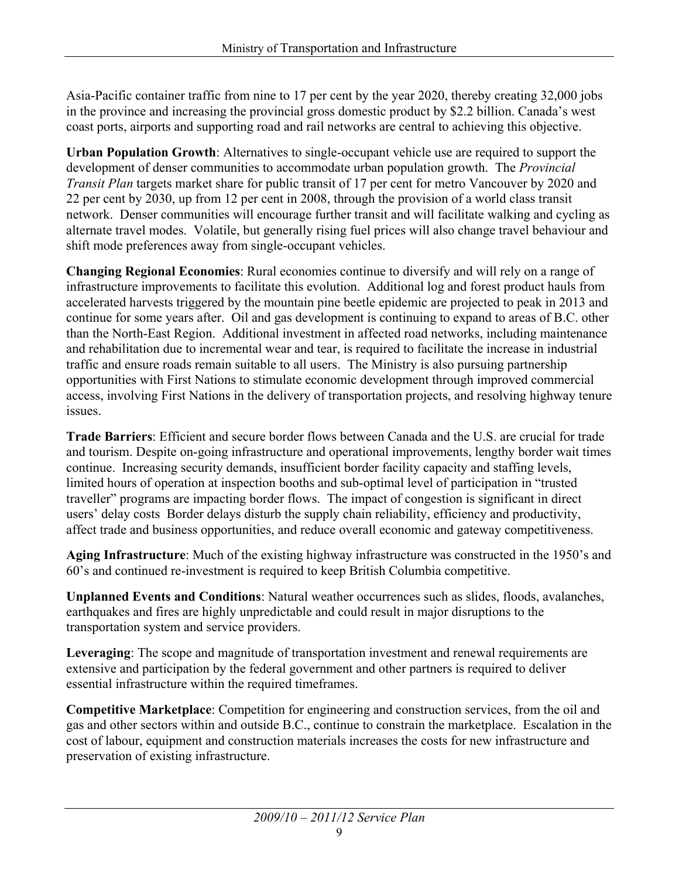Asia-Pacific container traffic from nine to 17 per cent by the year 2020, thereby creating 32,000 jobs in the province and increasing the provincial gross domestic product by $2.2 billion. Canada's west coast ports, airports and supporting road and rail networks are central to achieving this objective.

**Urban Population Growth**: Alternatives to single-occupant vehicle use are required to support the development of denser communities to accommodate urban population growth. The *Provincial Transit Plan* targets market share for public transit of 17 per cent for metro Vancouver by 2020 and 22 per cent by 2030, up from 12 per cent in 2008, through the provision of a world class transit network. Denser communities will encourage further transit and will facilitate walking and cycling as alternate travel modes. Volatile, but generally rising fuel prices will also change travel behaviour and shift mode preferences away from single-occupant vehicles.

**Changing Regional Economies**: Rural economies continue to diversify and will rely on a range of infrastructure improvements to facilitate this evolution. Additional log and forest product hauls from accelerated harvests triggered by the mountain pine beetle epidemic are projected to peak in 2013 and continue for some years after. Oil and gas development is continuing to expand to areas of B.C. other than the North-East Region. Additional investment in affected road networks, including maintenance and rehabilitation due to incremental wear and tear, is required to facilitate the increase in industrial traffic and ensure roads remain suitable to all users. The Ministry is also pursuing partnership opportunities with First Nations to stimulate economic development through improved commercial access, involving First Nations in the delivery of transportation projects, and resolving highway tenure issues.

**Trade Barriers**: Efficient and secure border flows between Canada and the U.S. are crucial for trade and tourism. Despite on-going infrastructure and operational improvements, lengthy border wait times continue. Increasing security demands, insufficient border facility capacity and staffing levels, limited hours of operation at inspection booths and sub-optimal level of participation in "trusted traveller" programs are impacting border flows. The impact of congestion is significant in direct users' delay costs Border delays disturb the supply chain reliability, efficiency and productivity, affect trade and business opportunities, and reduce overall economic and gateway competitiveness.

**Aging Infrastructure**: Much of the existing highway infrastructure was constructed in the 1950's and 60's and continued re-investment is required to keep British Columbia competitive.

**Unplanned Events and Conditions**: Natural weather occurrences such as slides, floods, avalanches, earthquakes and fires are highly unpredictable and could result in major disruptions to the transportation system and service providers.

**Leveraging**: The scope and magnitude of transportation investment and renewal requirements are extensive and participation by the federal government and other partners is required to deliver essential infrastructure within the required timeframes.

**Competitive Marketplace**: Competition for engineering and construction services, from the oil and gas and other sectors within and outside B.C., continue to constrain the marketplace. Escalation in the cost of labour, equipment and construction materials increases the costs for new infrastructure and preservation of existing infrastructure.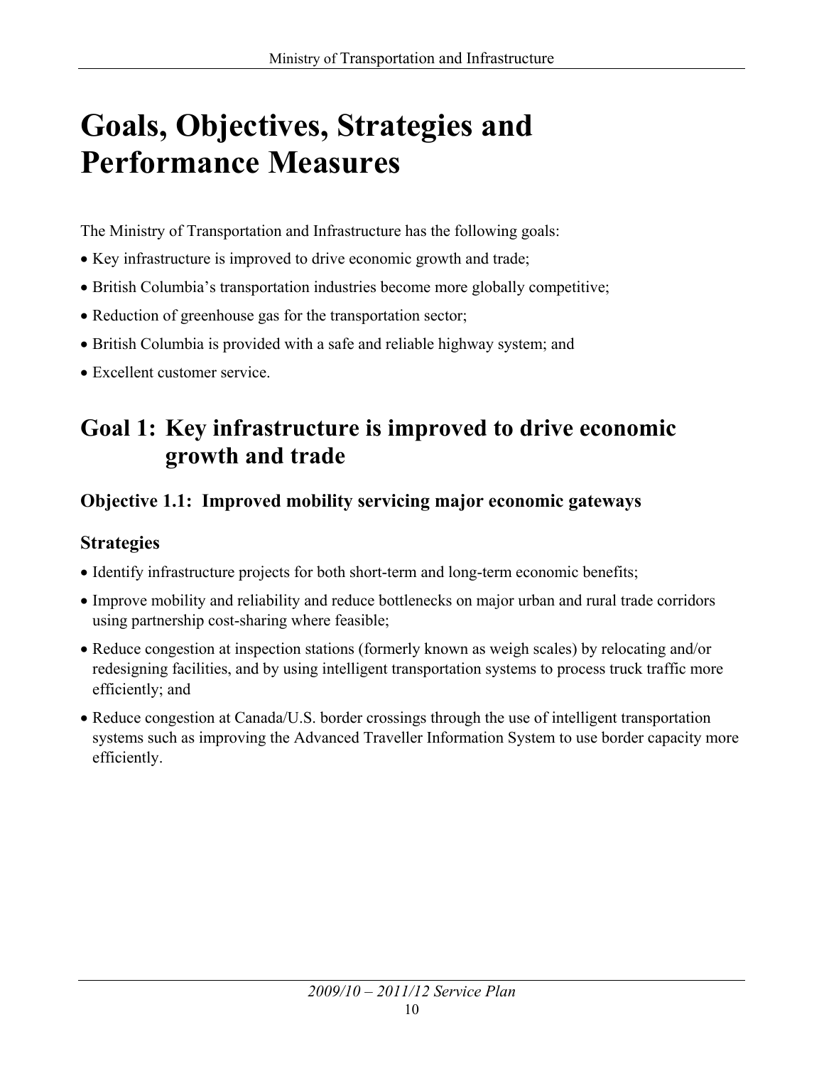# Goals, Objectives, Strategies and Performance Measures

The Ministry of Transportation and Infrastructure has the following goals:

- Key infrastructure is improved to drive economic growth and trade;
- British Columbia's transportation industries become more globally competitive;
- Reduction of greenhouse gas for the transportation sector;
- British Columbia is provided with a safe and reliable highway system; and
- Excellent customer service.

## Goal 1: Key infrastructure is improved to drive economic growth and trade

### Objective 1.1: Improved mobility servicing major economic gateways

### Strategies

- Identify infrastructure projects for both short-term and long-term economic benefits;
- Improve mobility and reliability and reduce bottlenecks on major urban and rural trade corridors using partnership cost-sharing where feasible;
- Reduce congestion at inspection stations (formerly known as weigh scales) by relocating and/or redesigning facilities, and by using intelligent transportation systems to process truck traffic more efficiently; and
- Reduce congestion at Canada/U.S. border crossings through the use of intelligent transportation systems such as improving the Advanced Traveller Information System to use border capacity more efficiently.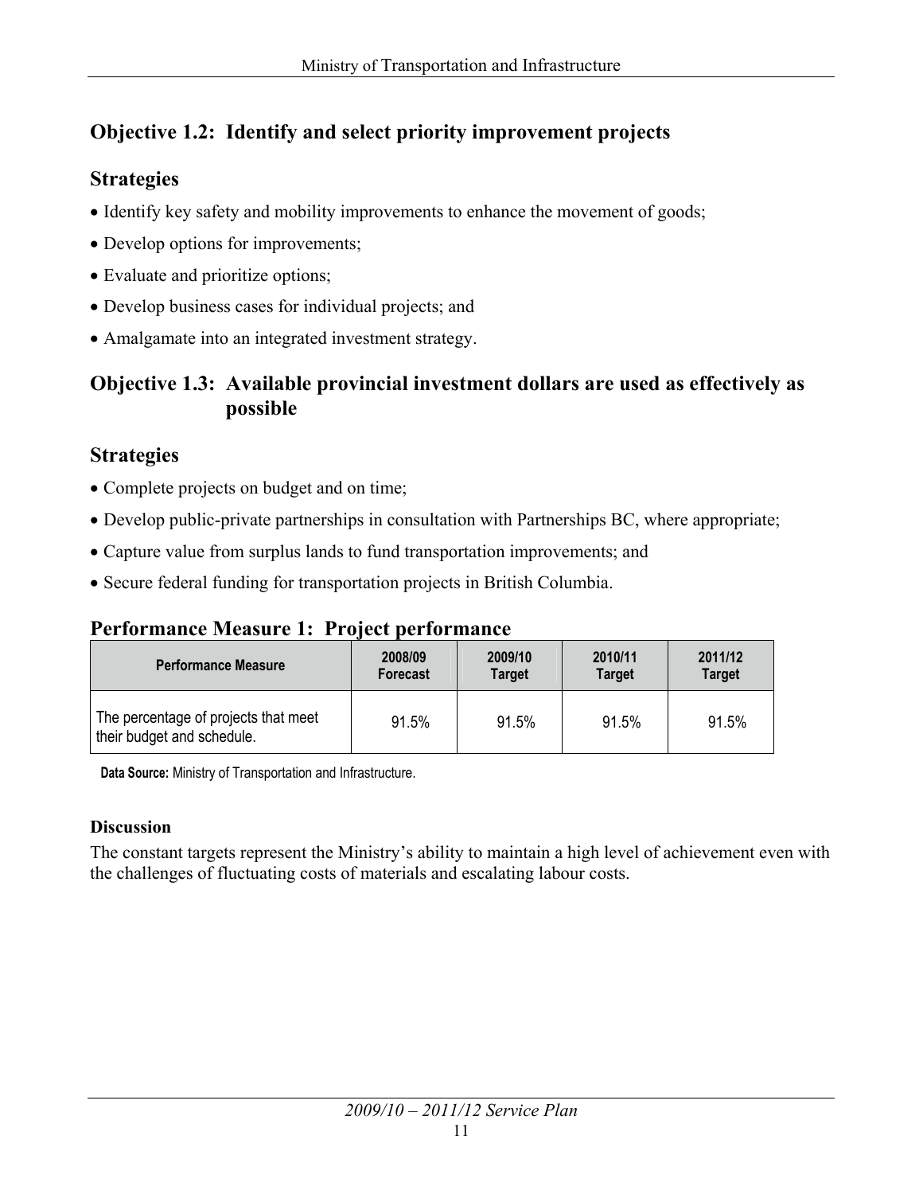## Objective 1.2: Identify and select priority improvement projects

### Strategies

- Identify key safety and mobility improvements to enhance the movement of goods;
- Develop options for improvements;
- Evaluate and prioritize options;
- Develop business cases for individual projects; and
- Amalgamate into an integrated investment strategy.

## Objective 1.3: Available provincial investment dollars are used as effectively as possible

### Strategies

- Complete projects on budget and on time;
- Develop public-private partnerships in consultation with Partnerships BC, where appropriate;
- Capture value from surplus lands to fund transportation improvements; and
- Secure federal funding for transportation projects in British Columbia.

## Performance Measure 1: Project performance

| Performance Measure | 2008/09 Forecast | 2009/10 Target | 2010/11 Target | 2011/12 Target |
|---|---|---|---|---|
| The percentage of projects that meet their budget and schedule. | 91.5% | 91.5% | 91.5% | 91.5% |

**Data Source:** Ministry of Transportation and Infrastructure.

**Discussion**

The constant targets represent the Ministry's ability to maintain a high level of achievement even with the challenges of fluctuating costs of materials and escalating labour costs.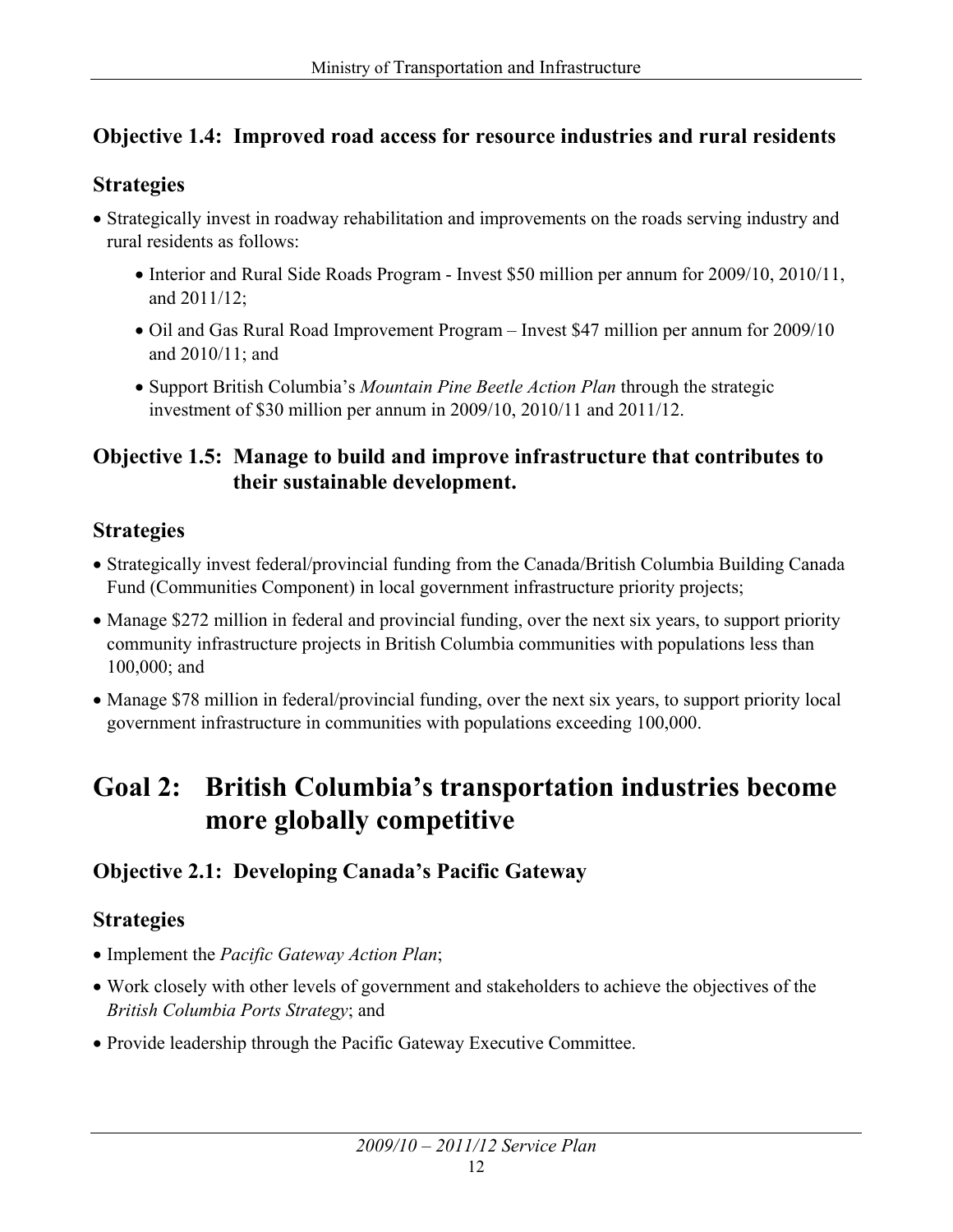### Objective 1.4: Improved road access for resource industries and rural residents

### Strategies

- Strategically invest in roadway rehabilitation and improvements on the roads serving industry and rural residents as follows:
  - Interior and Rural Side Roads Program - Invest $50 million per annum for 2009/10, 2010/11, and 2011/12;
  - Oil and Gas Rural Road Improvement Program – Invest $47 million per annum for 2009/10 and 2010/11; and
  - Support British Columbia's *Mountain Pine Beetle Action Plan* through the strategic investment of $30 million per annum in 2009/10, 2010/11 and 2011/12.

### Objective 1.5: Manage to build and improve infrastructure that contributes to their sustainable development.

### Strategies

- Strategically invest federal/provincial funding from the Canada/British Columbia Building Canada Fund (Communities Component) in local government infrastructure priority projects;
- Manage $272 million in federal and provincial funding, over the next six years, to support priority community infrastructure projects in British Columbia communities with populations less than 100,000; and
- Manage $78 million in federal/provincial funding, over the next six years, to support priority local government infrastructure in communities with populations exceeding 100,000.

## Goal 2: British Columbia's transportation industries become more globally competitive

### Objective 2.1: Developing Canada's Pacific Gateway

### Strategies

- Implement the *Pacific Gateway Action Plan*;
- Work closely with other levels of government and stakeholders to achieve the objectives of the *British Columbia Ports Strategy*; and
- Provide leadership through the Pacific Gateway Executive Committee.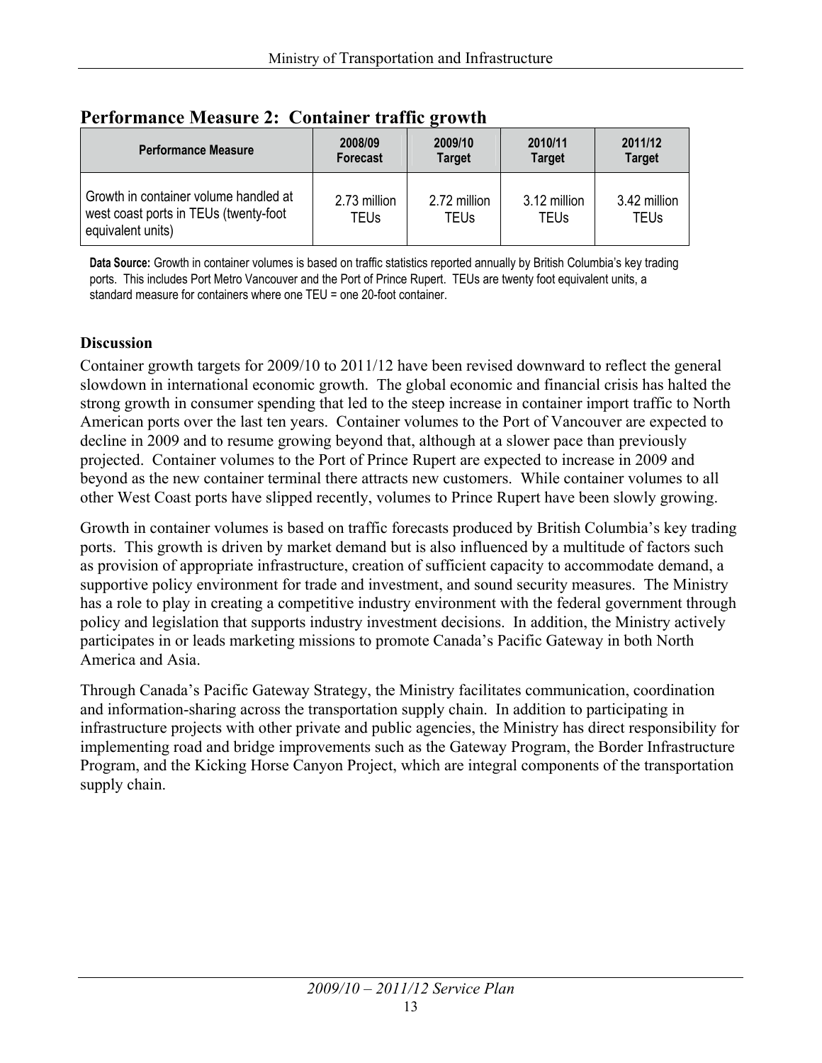## Performance Measure 2: Container traffic growth

| Performance Measure | 2008/09 Forecast | 2009/10 Target | 2010/11 Target | 2011/12 Target |
|---|---|---|---|---|
| Growth in container volume handled at west coast ports in TEUs (twenty-foot equivalent units) | 2.73 million TEUs | 2.72 million TEUs | 3.12 million TEUs | 3.42 million TEUs |

**Data Source:** Growth in container volumes is based on traffic statistics reported annually by British Columbia's key trading ports. This includes Port Metro Vancouver and the Port of Prince Rupert. TEUs are twenty foot equivalent units, a standard measure for containers where one TEU = one 20-foot container.

### Discussion

Container growth targets for 2009/10 to 2011/12 have been revised downward to reflect the general slowdown in international economic growth. The global economic and financial crisis has halted the strong growth in consumer spending that led to the steep increase in container import traffic to North American ports over the last ten years. Container volumes to the Port of Vancouver are expected to decline in 2009 and to resume growing beyond that, although at a slower pace than previously projected. Container volumes to the Port of Prince Rupert are expected to increase in 2009 and beyond as the new container terminal there attracts new customers. While container volumes to all other West Coast ports have slipped recently, volumes to Prince Rupert have been slowly growing.

Growth in container volumes is based on traffic forecasts produced by British Columbia's key trading ports. This growth is driven by market demand but is also influenced by a multitude of factors such as provision of appropriate infrastructure, creation of sufficient capacity to accommodate demand, a supportive policy environment for trade and investment, and sound security measures. The Ministry has a role to play in creating a competitive industry environment with the federal government through policy and legislation that supports industry investment decisions. In addition, the Ministry actively participates in or leads marketing missions to promote Canada's Pacific Gateway in both North America and Asia.

Through Canada's Pacific Gateway Strategy, the Ministry facilitates communication, coordination and information-sharing across the transportation supply chain. In addition to participating in infrastructure projects with other private and public agencies, the Ministry has direct responsibility for implementing road and bridge improvements such as the Gateway Program, the Border Infrastructure Program, and the Kicking Horse Canyon Project, which are integral components of the transportation supply chain.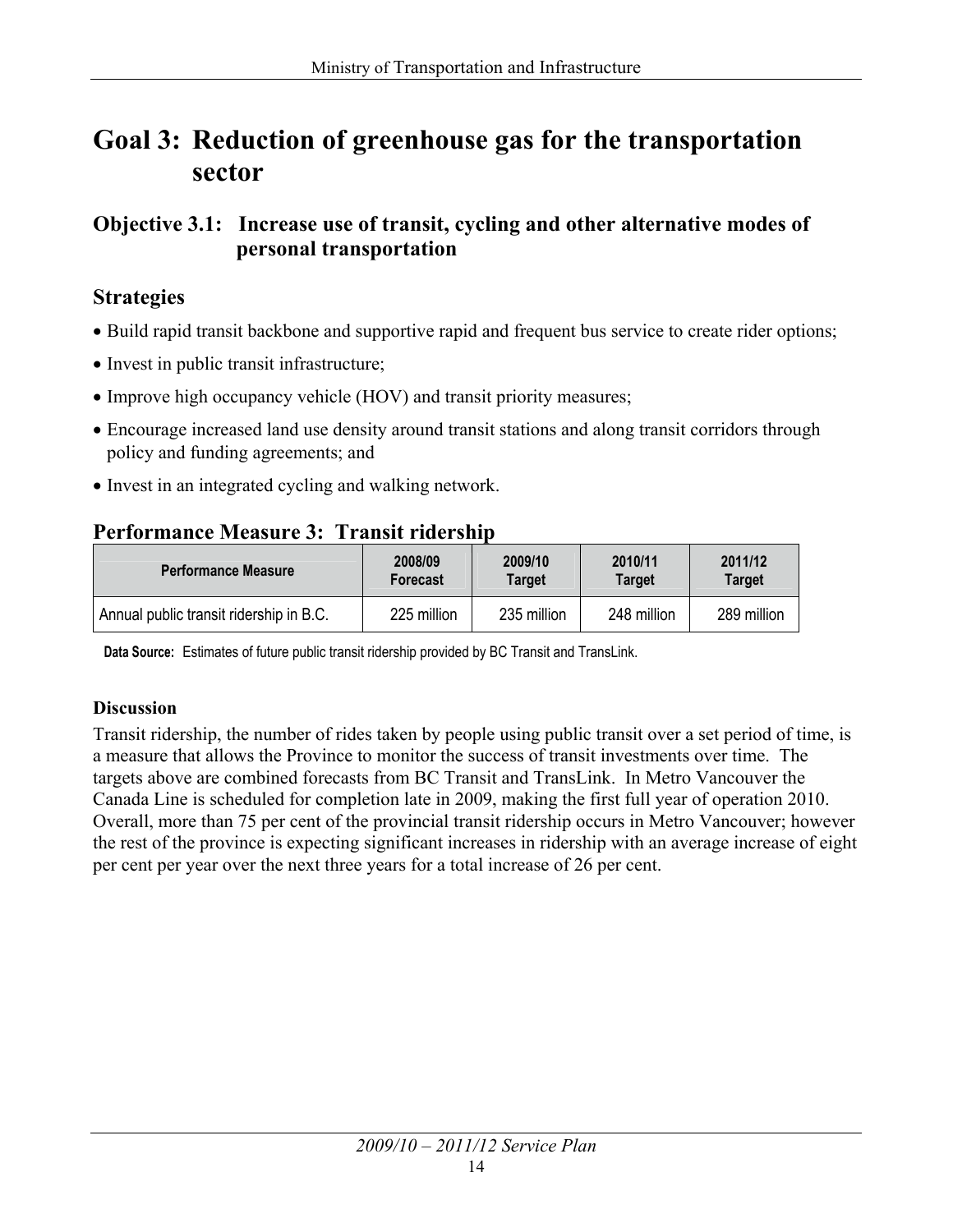# Goal 3: Reduction of greenhouse gas for the transportation sector

## Objective 3.1: Increase use of transit, cycling and other alternative modes of personal transportation

### Strategies

- Build rapid transit backbone and supportive rapid and frequent bus service to create rider options;
- Invest in public transit infrastructure;
- Improve high occupancy vehicle (HOV) and transit priority measures;
- Encourage increased land use density around transit stations and along transit corridors through policy and funding agreements; and
- Invest in an integrated cycling and walking network.

### Performance Measure 3: Transit ridership

| Performance Measure | 2008/09 Forecast | 2009/10 Target | 2010/11 Target | 2011/12 Target |
| --- | --- | --- | --- | --- |
| Annual public transit ridership in B.C. | 225 million | 235 million | 248 million | 289 million |

**Data Source:** Estimates of future public transit ridership provided by BC Transit and TransLink.

#### Discussion

Transit ridership, the number of rides taken by people using public transit over a set period of time, is a measure that allows the Province to monitor the success of transit investments over time. The targets above are combined forecasts from BC Transit and TransLink. In Metro Vancouver the Canada Line is scheduled for completion late in 2009, making the first full year of operation 2010. Overall, more than 75 per cent of the provincial transit ridership occurs in Metro Vancouver; however the rest of the province is expecting significant increases in ridership with an average increase of eight per cent per year over the next three years for a total increase of 26 per cent.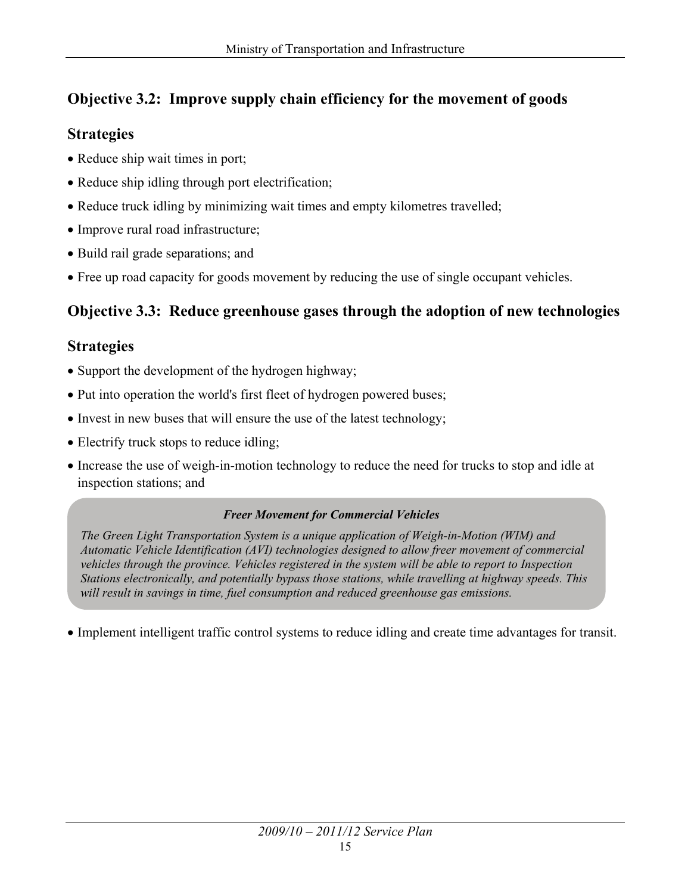## Objective 3.2: Improve supply chain efficiency for the movement of goods

### Strategies

- Reduce ship wait times in port;
- Reduce ship idling through port electrification;
- Reduce truck idling by minimizing wait times and empty kilometres travelled;
- Improve rural road infrastructure;
- Build rail grade separations; and
- Free up road capacity for goods movement by reducing the use of single occupant vehicles.

## Objective 3.3: Reduce greenhouse gases through the adoption of new technologies

### Strategies

- Support the development of the hydrogen highway;
- Put into operation the world's first fleet of hydrogen powered buses;
- Invest in new buses that will ensure the use of the latest technology;
- Electrify truck stops to reduce idling;
- Increase the use of weigh-in-motion technology to reduce the need for trucks to stop and idle at inspection stations; and

> ***Freer Movement for Commercial Vehicles***
>
> *The Green Light Transportation System is a unique application of Weigh-in-Motion (WIM) and Automatic Vehicle Identification (AVI) technologies designed to allow freer movement of commercial vehicles through the province. Vehicles registered in the system will be able to report to Inspection Stations electronically, and potentially bypass those stations, while travelling at highway speeds. This will result in savings in time, fuel consumption and reduced greenhouse gas emissions.*

- Implement intelligent traffic control systems to reduce idling and create time advantages for transit.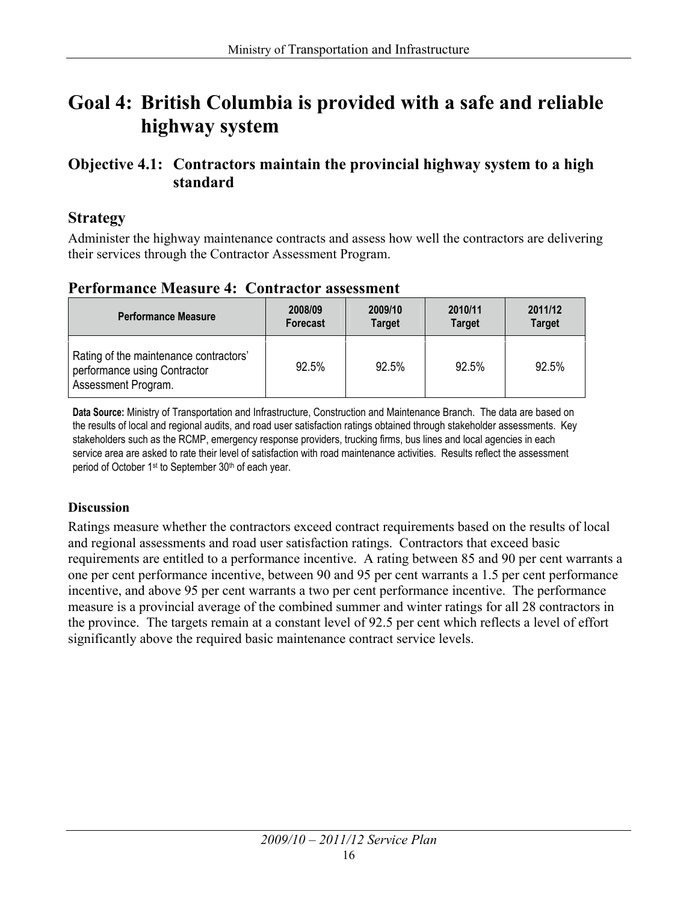# Goal 4: British Columbia is provided with a safe and reliable highway system

## Objective 4.1: Contractors maintain the provincial highway system to a high standard

## Strategy

Administer the highway maintenance contracts and assess how well the contractors are delivering their services through the Contractor Assessment Program.

## Performance Measure 4: Contractor assessment

| Performance Measure | 2008/09 Forecast | 2009/10 Target | 2010/11 Target | 2011/12 Target |
|---|---|---|---|---|
| Rating of the maintenance contractors' performance using Contractor Assessment Program. | 92.5% | 92.5% | 92.5% | 92.5% |

**Data Source:** Ministry of Transportation and Infrastructure, Construction and Maintenance Branch. The data are based on the results of local and regional audits, and road user satisfaction ratings obtained through stakeholder assessments. Key stakeholders such as the RCMP, emergency response providers, trucking firms, bus lines and local agencies in each service area are asked to rate their level of satisfaction with road maintenance activities. Results reflect the assessment period of October 1st to September 30th of each year.

#### Discussion

Ratings measure whether the contractors exceed contract requirements based on the results of local and regional assessments and road user satisfaction ratings. Contractors that exceed basic requirements are entitled to a performance incentive. A rating between 85 and 90 per cent warrants a one per cent performance incentive, between 90 and 95 per cent warrants a 1.5 per cent performance incentive, and above 95 per cent warrants a two per cent performance incentive. The performance measure is a provincial average of the combined summer and winter ratings for all 28 contractors in the province. The targets remain at a constant level of 92.5 per cent which reflects a level of effort significantly above the required basic maintenance contract service levels.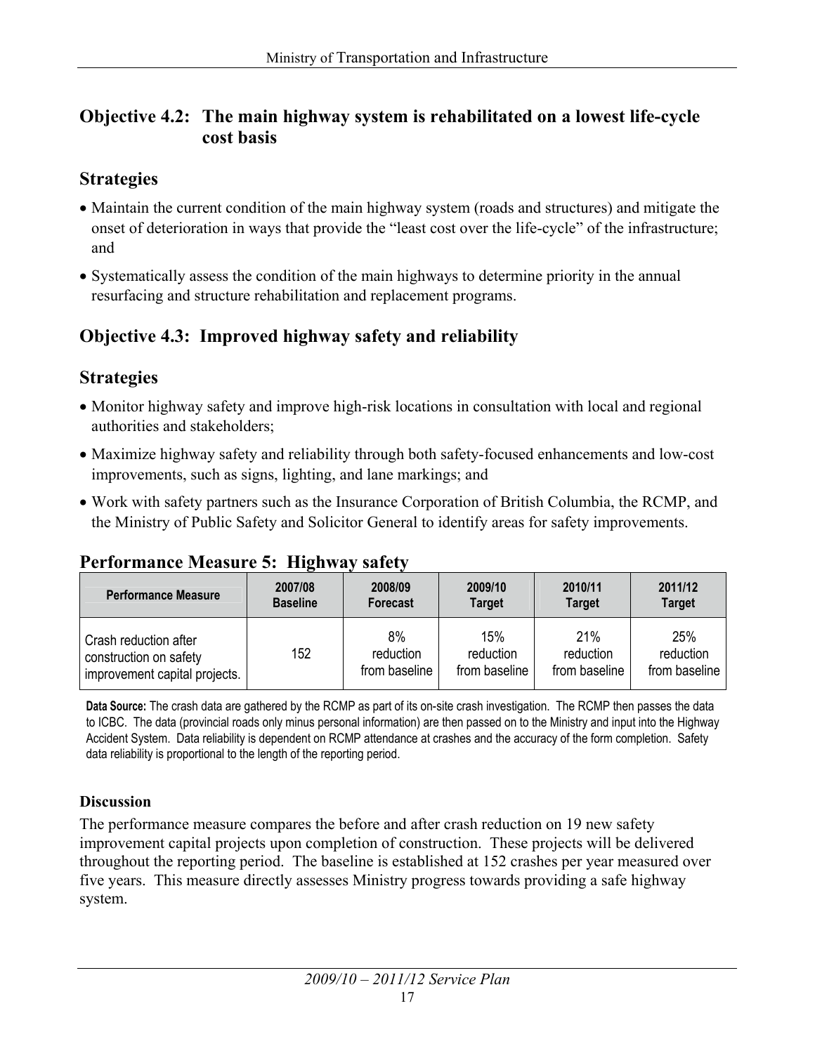## Objective 4.2: The main highway system is rehabilitated on a lowest life-cycle cost basis

### Strategies

- Maintain the current condition of the main highway system (roads and structures) and mitigate the onset of deterioration in ways that provide the "least cost over the life-cycle" of the infrastructure; and
- Systematically assess the condition of the main highways to determine priority in the annual resurfacing and structure rehabilitation and replacement programs.

## Objective 4.3: Improved highway safety and reliability

### Strategies

- Monitor highway safety and improve high-risk locations in consultation with local and regional authorities and stakeholders;
- Maximize highway safety and reliability through both safety-focused enhancements and low-cost improvements, such as signs, lighting, and lane markings; and
- Work with safety partners such as the Insurance Corporation of British Columbia, the RCMP, and the Ministry of Public Safety and Solicitor General to identify areas for safety improvements.

## Performance Measure 5: Highway safety

| Performance Measure | 2007/08 Baseline | 2008/09 Forecast | 2009/10 Target | 2010/11 Target | 2011/12 Target |
|---|---|---|---|---|---|
| Crash reduction after construction on safety improvement capital projects. | 152 | 8% reduction from baseline | 15% reduction from baseline | 21% reduction from baseline | 25% reduction from baseline |

**Data Source:** The crash data are gathered by the RCMP as part of its on-site crash investigation. The RCMP then passes the data to ICBC. The data (provincial roads only minus personal information) are then passed on to the Ministry and input into the Highway Accident System. Data reliability is dependent on RCMP attendance at crashes and the accuracy of the form completion. Safety data reliability is proportional to the length of the reporting period.

### Discussion

The performance measure compares the before and after crash reduction on 19 new safety improvement capital projects upon completion of construction. These projects will be delivered throughout the reporting period. The baseline is established at 152 crashes per year measured over five years. This measure directly assesses Ministry progress towards providing a safe highway system.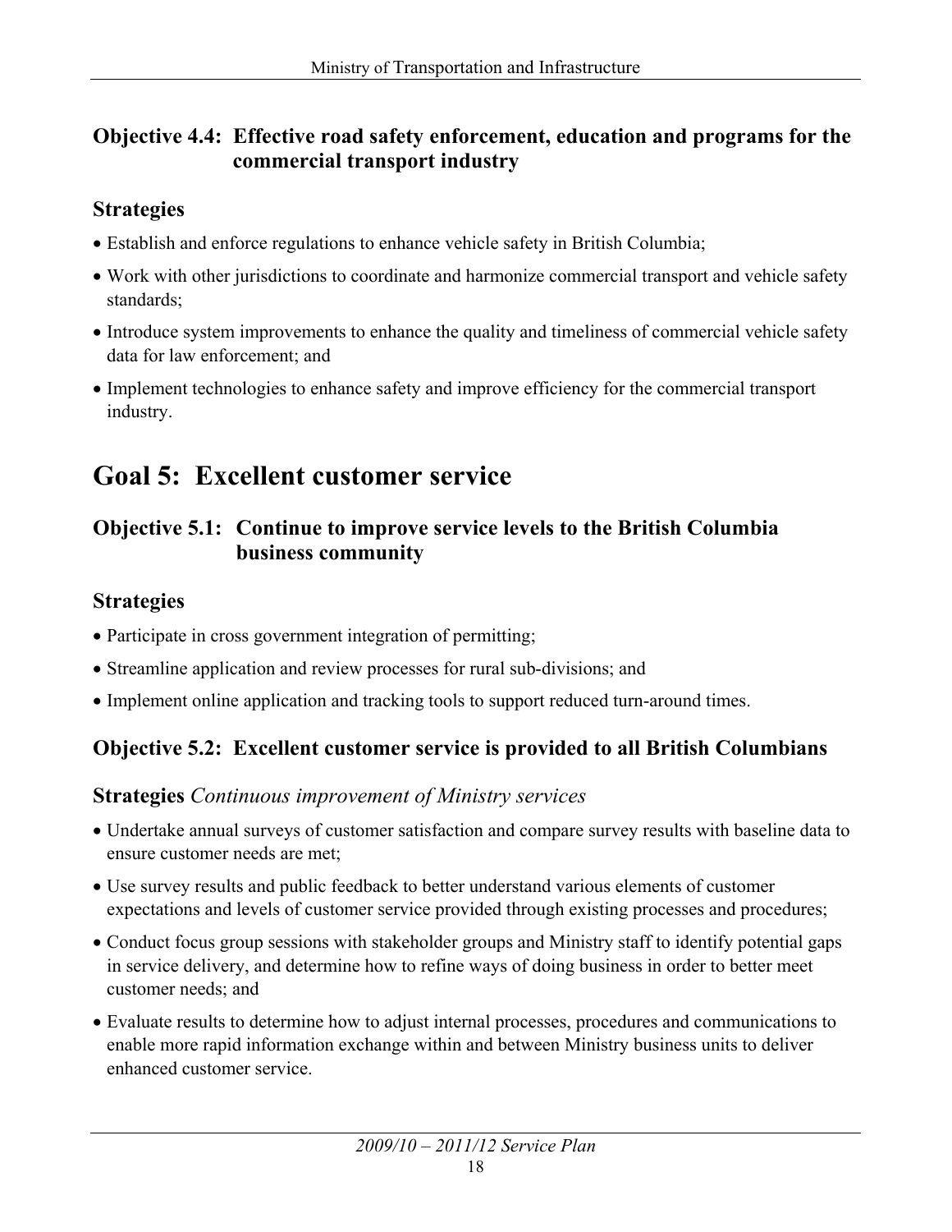### Objective 4.4: Effective road safety enforcement, education and programs for the commercial transport industry

#### Strategies

- Establish and enforce regulations to enhance vehicle safety in British Columbia;
- Work with other jurisdictions to coordinate and harmonize commercial transport and vehicle safety standards;
- Introduce system improvements to enhance the quality and timeliness of commercial vehicle safety data for law enforcement; and
- Implement technologies to enhance safety and improve efficiency for the commercial transport industry.

## Goal 5: Excellent customer service

### Objective 5.1: Continue to improve service levels to the British Columbia business community

#### Strategies

- Participate in cross government integration of permitting;
- Streamline application and review processes for rural sub-divisions; and
- Implement online application and tracking tools to support reduced turn-around times.

### Objective 5.2: Excellent customer service is provided to all British Columbians

#### Strategies *Continuous improvement of Ministry services*

- Undertake annual surveys of customer satisfaction and compare survey results with baseline data to ensure customer needs are met;
- Use survey results and public feedback to better understand various elements of customer expectations and levels of customer service provided through existing processes and procedures;
- Conduct focus group sessions with stakeholder groups and Ministry staff to identify potential gaps in service delivery, and determine how to refine ways of doing business in order to better meet customer needs; and
- Evaluate results to determine how to adjust internal processes, procedures and communications to enable more rapid information exchange within and between Ministry business units to deliver enhanced customer service.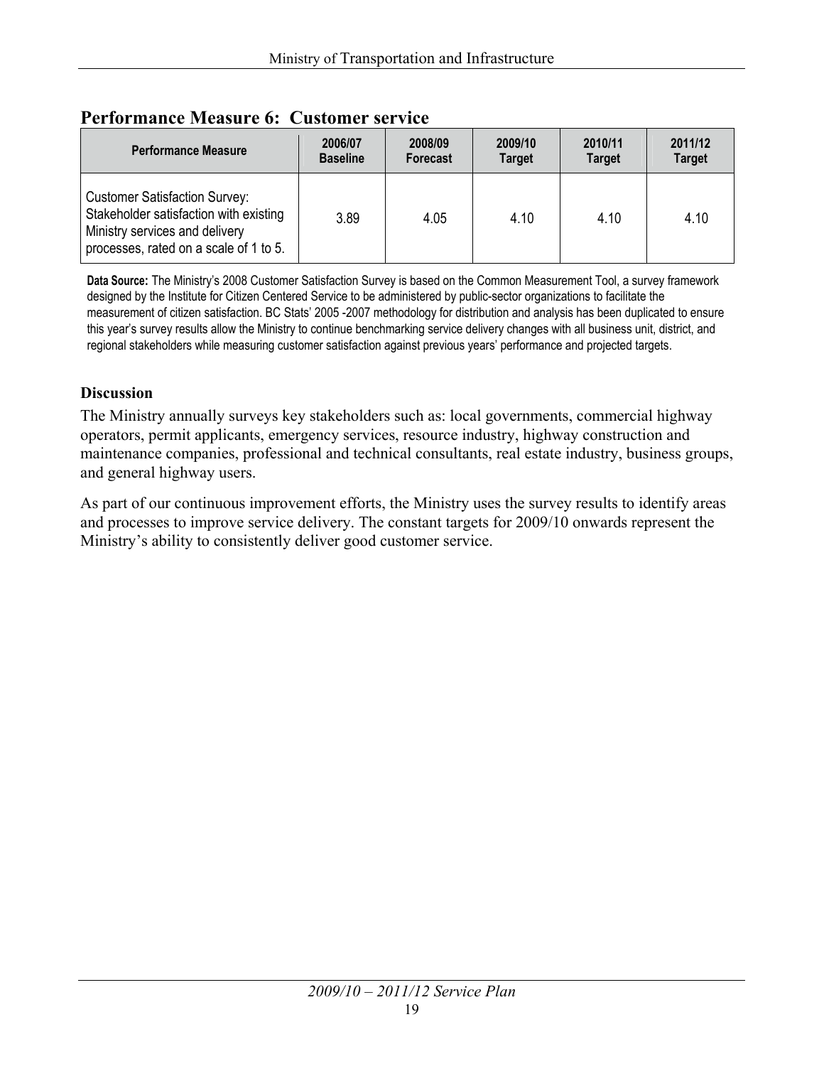## Performance Measure 6: Customer service

| Performance Measure | 2006/07 Baseline | 2008/09 Forecast | 2009/10 Target | 2010/11 Target | 2011/12 Target |
|---|---|---|---|---|---|
| Customer Satisfaction Survey: Stakeholder satisfaction with existing Ministry services and delivery processes, rated on a scale of 1 to 5. | 3.89 | 4.05 | 4.10 | 4.10 | 4.10 |

**Data Source:** The Ministry's 2008 Customer Satisfaction Survey is based on the Common Measurement Tool, a survey framework designed by the Institute for Citizen Centered Service to be administered by public-sector organizations to facilitate the measurement of citizen satisfaction. BC Stats' 2005 -2007 methodology for distribution and analysis has been duplicated to ensure this year's survey results allow the Ministry to continue benchmarking service delivery changes with all business unit, district, and regional stakeholders while measuring customer satisfaction against previous years' performance and projected targets.

### Discussion

The Ministry annually surveys key stakeholders such as: local governments, commercial highway operators, permit applicants, emergency services, resource industry, highway construction and maintenance companies, professional and technical consultants, real estate industry, business groups, and general highway users.

As part of our continuous improvement efforts, the Ministry uses the survey results to identify areas and processes to improve service delivery. The constant targets for 2009/10 onwards represent the Ministry's ability to consistently deliver good customer service.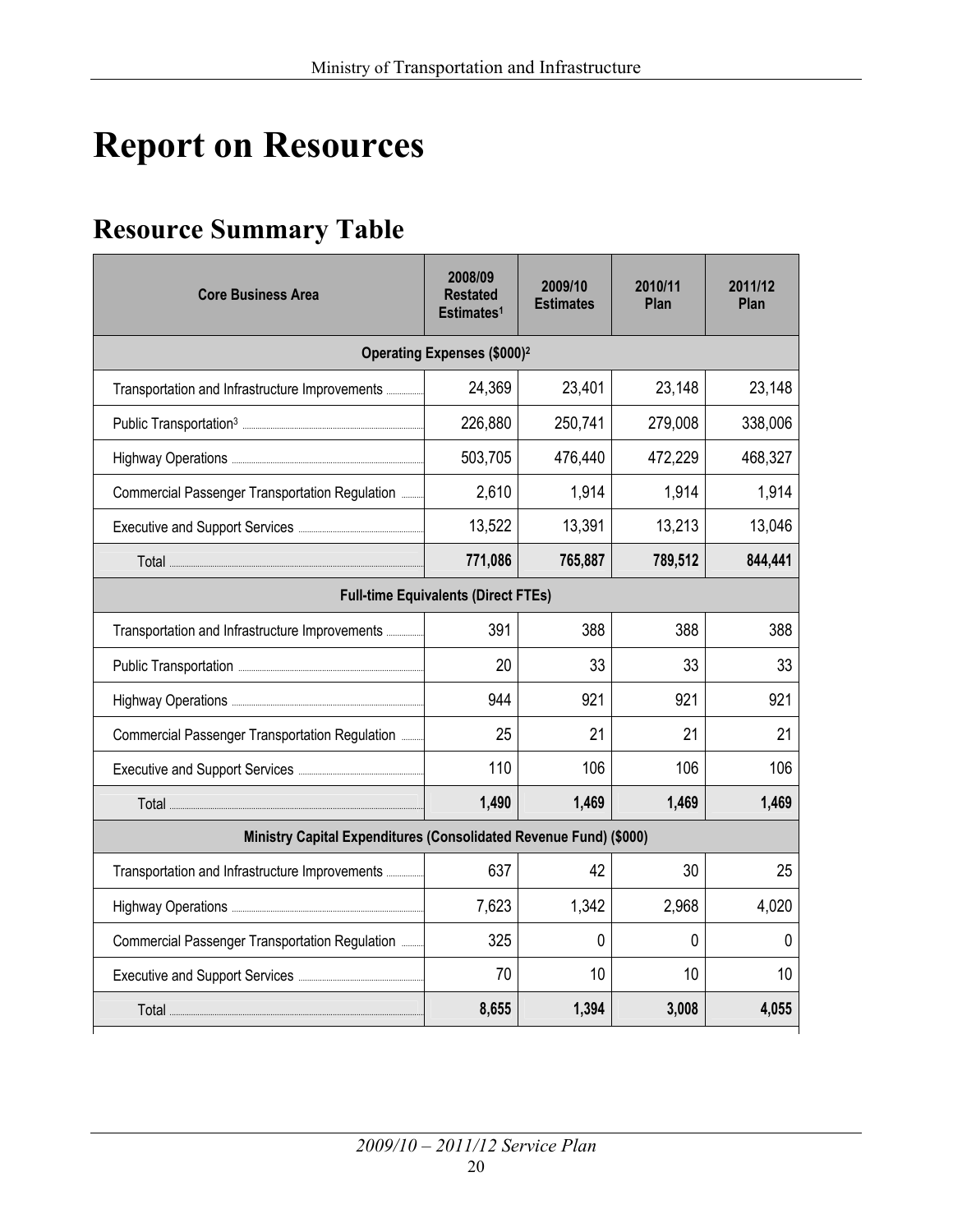# Report on Resources

## Resource Summary Table

| Core Business Area | 2008/09 Restated Estimates[1] | 2009/10 Estimates | 2010/11 Plan | 2011/12 Plan |
|---|---|---|---|---|
| **Operating Expenses ($000)[2]** | | | | |
| Transportation and Infrastructure Improvements | 24,369 | 23,401 | 23,148 | 23,148 |
| Public Transportation[3] | 226,880 | 250,741 | 279,008 | 338,006 |
| Highway Operations | 503,705 | 476,440 | 472,229 | 468,327 |
| Commercial Passenger Transportation Regulation | 2,610 | 1,914 | 1,914 | 1,914 |
| Executive and Support Services | 13,522 | 13,391 | 13,213 | 13,046 |
| Total | **771,086** | **765,887** | **789,512** | **844,441** |
| **Full-time Equivalents (Direct FTEs)** | | | | |
| Transportation and Infrastructure Improvements | 391 | 388 | 388 | 388 |
| Public Transportation | 20 | 33 | 33 | 33 |
| Highway Operations | 944 | 921 | 921 | 921 |
| Commercial Passenger Transportation Regulation | 25 | 21 | 21 | 21 |
| Executive and Support Services | 110 | 106 | 106 | 106 |
| Total | **1,490** | **1,469** | **1,469** | **1,469** |
| **Ministry Capital Expenditures (Consolidated Revenue Fund) ($000)** | | | | |
| Transportation and Infrastructure Improvements | 637 | 42 | 30 | 25 |
| Highway Operations | 7,623 | 1,342 | 2,968 | 4,020 |
| Commercial Passenger Transportation Regulation | 325 | 0 | 0 | 0 |
| Executive and Support Services | 70 | 10 | 10 | 10 |
| Total | **8,655** | **1,394** | **3,008** | **4,055** |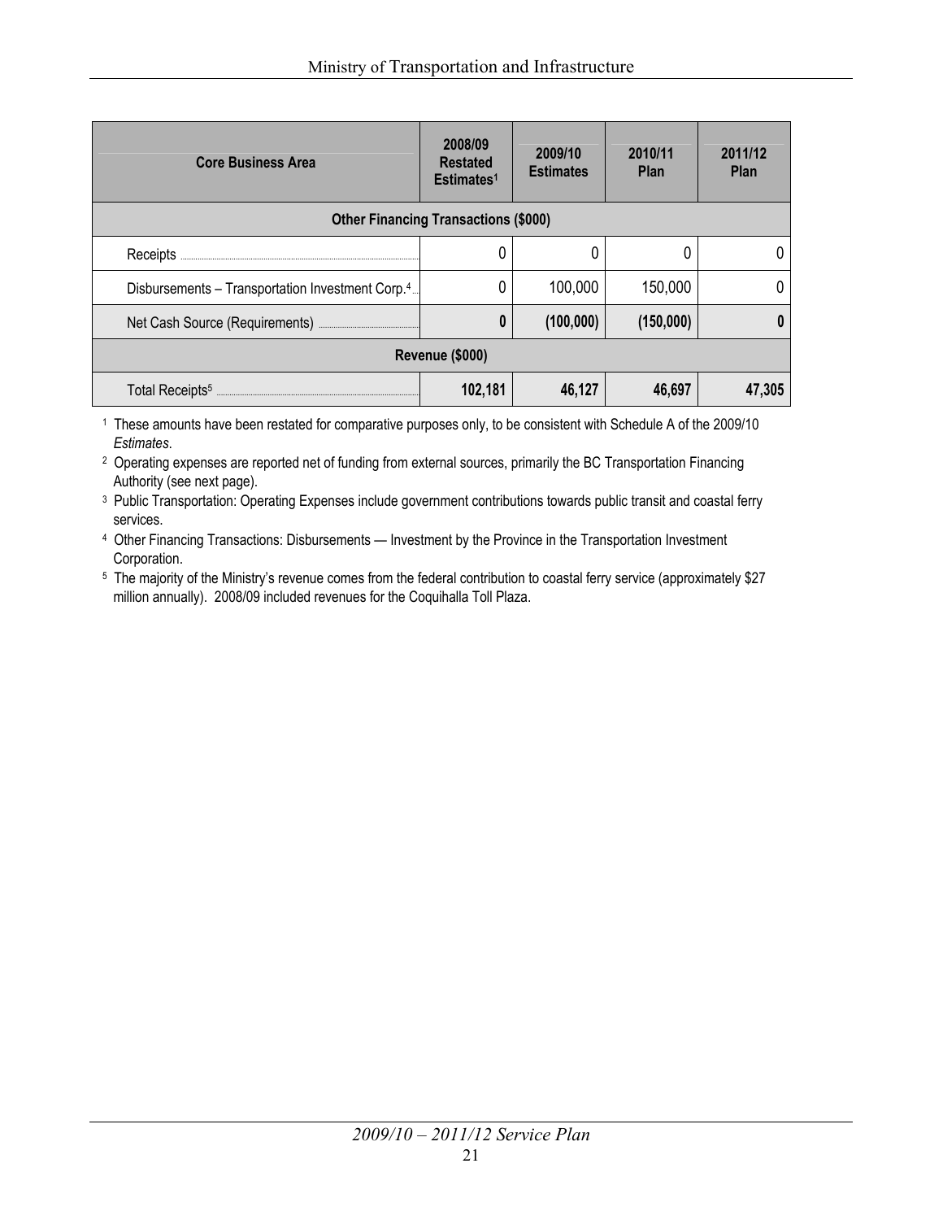| Core Business Area | 2008/09 Restated Estimates[1] | 2009/10 Estimates | 2010/11 Plan | 2011/12 Plan |
|---|---|---|---|---|
| **Other Financing Transactions ($000)** | | | | |
| Receipts | 0 | 0 | 0 | 0 |
| Disbursements – Transportation Investment Corp.[4] | 0 | 100,000 | 150,000 | 0 |
| Net Cash Source (Requirements) | **0** | **(100,000)** | **(150,000)** | **0** |
| **Revenue ($000)** | | | | |
| Total Receipts[5] | **102,181** | **46,127** | **46,697** | **47,305** |

[1] These amounts have been restated for comparative purposes only, to be consistent with Schedule A of the 2009/10 *Estimates*.

[2] Operating expenses are reported net of funding from external sources, primarily the BC Transportation Financing Authority (see next page).

[3] Public Transportation: Operating Expenses include government contributions towards public transit and coastal ferry services.

[4] Other Financing Transactions: Disbursements — Investment by the Province in the Transportation Investment Corporation.

[5] The majority of the Ministry's revenue comes from the federal contribution to coastal ferry service (approximately $27 million annually). 2008/09 included revenues for the Coquihalla Toll Plaza.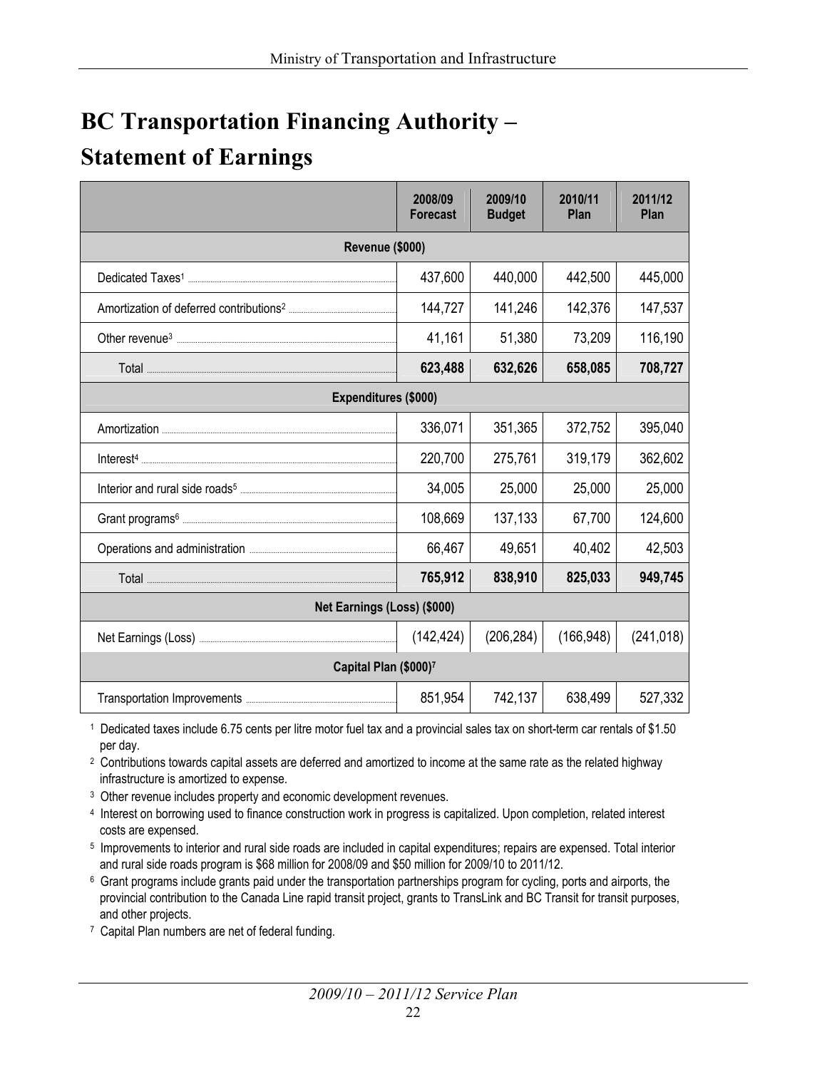# BC Transportation Financing Authority – Statement of Earnings

| | 2008/09 Forecast | 2009/10 Budget | 2010/11 Plan | 2011/12 Plan |
|---|---|---|---|---|
| **Revenue ($000)** | | | | |
| Dedicated Taxes[1] | 437,600 | 440,000 | 442,500 | 445,000 |
| Amortization of deferred contributions[2] | 144,727 | 141,246 | 142,376 | 147,537 |
| Other revenue[3] | 41,161 | 51,380 | 73,209 | 116,190 |
| Total | **623,488** | **632,626** | **658,085** | **708,727** |
| **Expenditures ($000)** | | | | |
| Amortization | 336,071 | 351,365 | 372,752 | 395,040 |
| Interest[4] | 220,700 | 275,761 | 319,179 | 362,602 |
| Interior and rural side roads[5] | 34,005 | 25,000 | 25,000 | 25,000 |
| Grant programs[6] | 108,669 | 137,133 | 67,700 | 124,600 |
| Operations and administration | 66,467 | 49,651 | 40,402 | 42,503 |
| Total | **765,912** | **838,910** | **825,033** | **949,745** |
| **Net Earnings (Loss) ($000)** | | | | |
| Net Earnings (Loss) | (142,424) | (206,284) | (166,948) | (241,018) |
| **Capital Plan ($000)[7]** | | | | |
| Transportation Improvements | 851,954 | 742,137 | 638,499 | 527,332 |

[1] Dedicated taxes include 6.75 cents per litre motor fuel tax and a provincial sales tax on short-term car rentals of $1.50 per day.

[2] Contributions towards capital assets are deferred and amortized to income at the same rate as the related highway infrastructure is amortized to expense.

[3] Other revenue includes property and economic development revenues.

[4] Interest on borrowing used to finance construction work in progress is capitalized. Upon completion, related interest costs are expensed.

[5] Improvements to interior and rural side roads are included in capital expenditures; repairs are expensed. Total interior and rural side roads program is $68 million for 2008/09 and $50 million for 2009/10 to 2011/12.

[6] Grant programs include grants paid under the transportation partnerships program for cycling, ports and airports, the provincial contribution to the Canada Line rapid transit project, grants to TransLink and BC Transit for transit purposes, and other projects.

[7] Capital Plan numbers are net of federal funding.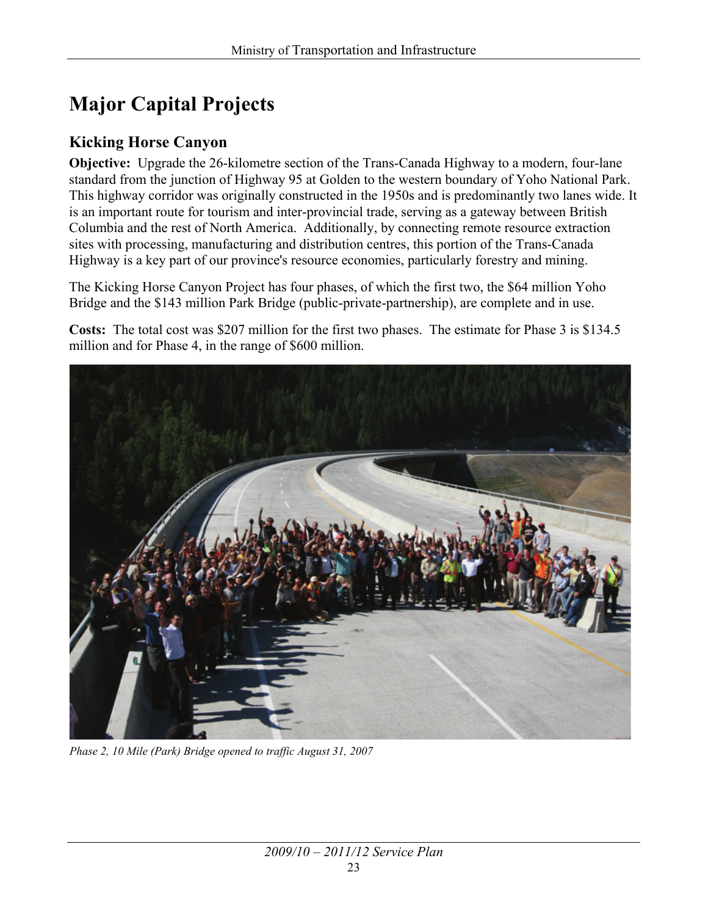# Major Capital Projects

## Kicking Horse Canyon

**Objective:** Upgrade the 26-kilometre section of the Trans-Canada Highway to a modern, four-lane standard from the junction of Highway 95 at Golden to the western boundary of Yoho National Park. This highway corridor was originally constructed in the 1950s and is predominantly two lanes wide. It is an important route for tourism and inter-provincial trade, serving as a gateway between British Columbia and the rest of North America. Additionally, by connecting remote resource extraction sites with processing, manufacturing and distribution centres, this portion of the Trans-Canada Highway is a key part of our province's resource economies, particularly forestry and mining.

The Kicking Horse Canyon Project has four phases, of which the first two, the $64 million Yoho Bridge and the $143 million Park Bridge (public-private-partnership), are complete and in use.

**Costs:** The total cost was $207 million for the first two phases. The estimate for Phase 3 is $134.5 million and for Phase 4, in the range of $600 million.

*Phase 2, 10 Mile (Park) Bridge opened to traffic August 31, 2007*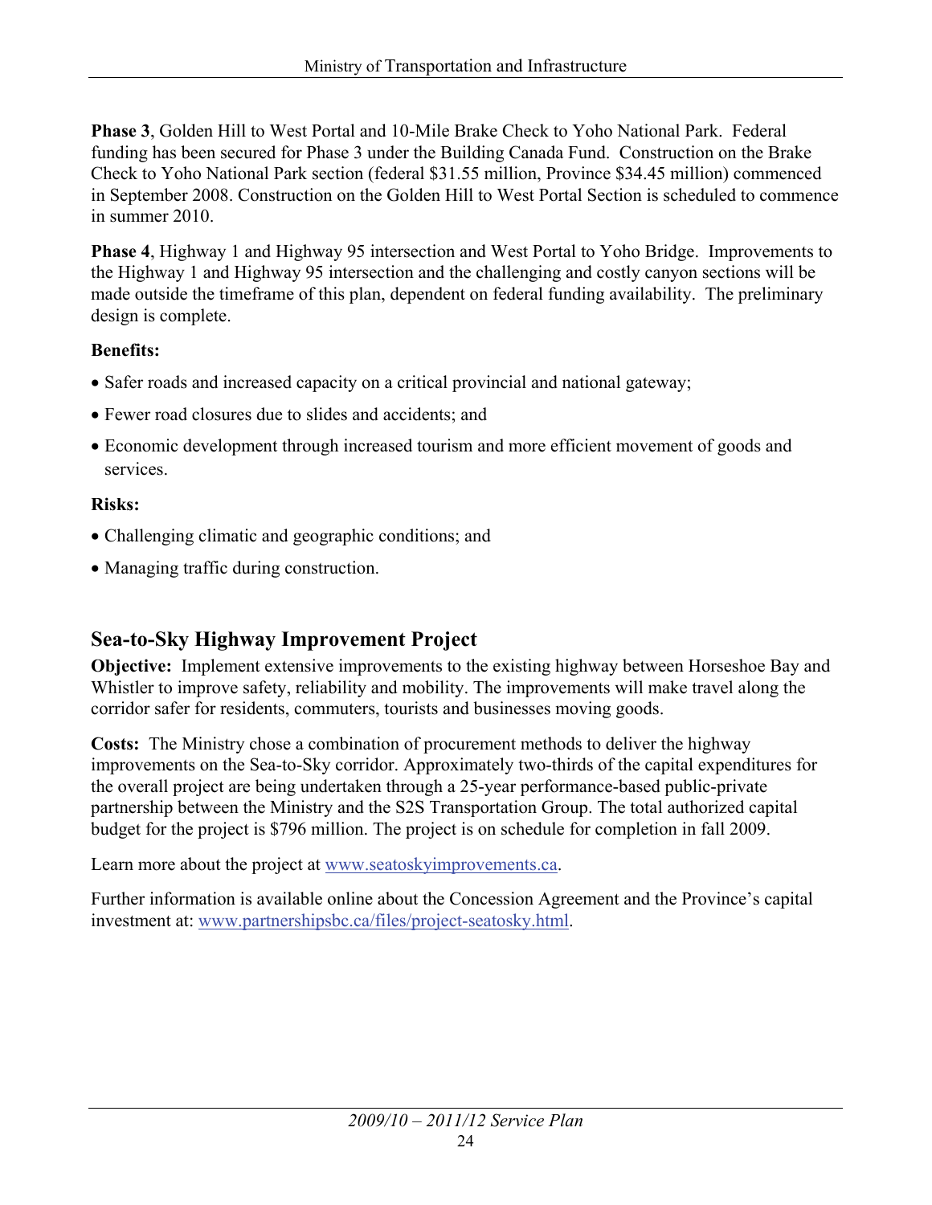**Phase 3**, Golden Hill to West Portal and 10-Mile Brake Check to Yoho National Park. Federal funding has been secured for Phase 3 under the Building Canada Fund. Construction on the Brake Check to Yoho National Park section (federal $31.55 million, Province $34.45 million) commenced in September 2008. Construction on the Golden Hill to West Portal Section is scheduled to commence in summer 2010.

**Phase 4**, Highway 1 and Highway 95 intersection and West Portal to Yoho Bridge. Improvements to the Highway 1 and Highway 95 intersection and the challenging and costly canyon sections will be made outside the timeframe of this plan, dependent on federal funding availability. The preliminary design is complete.

**Benefits:**

- Safer roads and increased capacity on a critical provincial and national gateway;
- Fewer road closures due to slides and accidents; and
- Economic development through increased tourism and more efficient movement of goods and services.

**Risks:**

- Challenging climatic and geographic conditions; and
- Managing traffic during construction.

## Sea-to-Sky Highway Improvement Project

**Objective:** Implement extensive improvements to the existing highway between Horseshoe Bay and Whistler to improve safety, reliability and mobility. The improvements will make travel along the corridor safer for residents, commuters, tourists and businesses moving goods.

**Costs:** The Ministry chose a combination of procurement methods to deliver the highway improvements on the Sea-to-Sky corridor. Approximately two-thirds of the capital expenditures for the overall project are being undertaken through a 25-year performance-based public-private partnership between the Ministry and the S2S Transportation Group. The total authorized capital budget for the project is $796 million. The project is on schedule for completion in fall 2009.

Learn more about the project at www.seatoskyimprovements.ca.

Further information is available online about the Concession Agreement and the Province's capital investment at: www.partnershipsbc.ca/files/project-seatosky.html.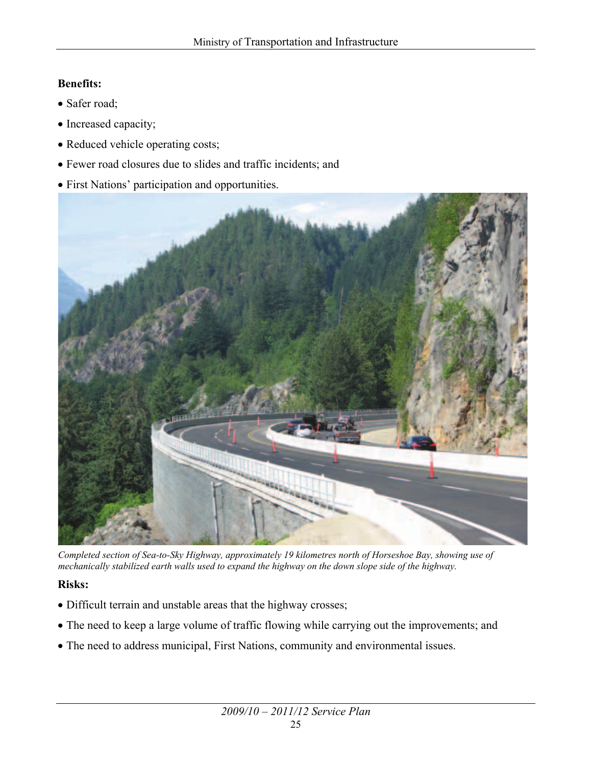**Benefits:**

- Safer road;
- Increased capacity;
- Reduced vehicle operating costs;
- Fewer road closures due to slides and traffic incidents; and
- First Nations' participation and opportunities.

*Completed section of Sea-to-Sky Highway, approximately 19 kilometres north of Horseshoe Bay, showing use of mechanically stabilized earth walls used to expand the highway on the down slope side of the highway.*

**Risks:**

- Difficult terrain and unstable areas that the highway crosses;
- The need to keep a large volume of traffic flowing while carrying out the improvements; and
- The need to address municipal, First Nations, community and environmental issues.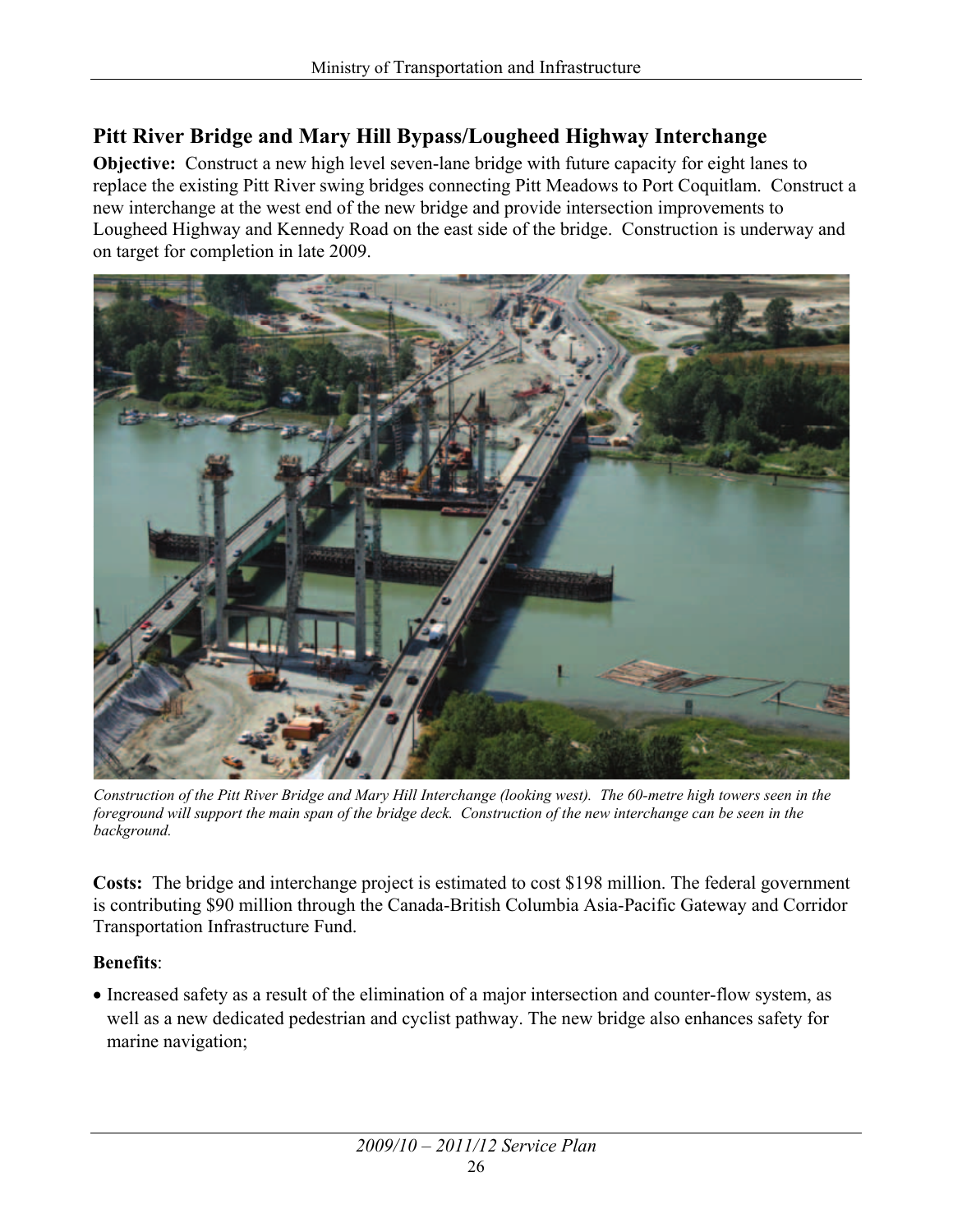## Pitt River Bridge and Mary Hill Bypass/Lougheed Highway Interchange

**Objective:** Construct a new high level seven-lane bridge with future capacity for eight lanes to replace the existing Pitt River swing bridges connecting Pitt Meadows to Port Coquitlam. Construct a new interchange at the west end of the new bridge and provide intersection improvements to Lougheed Highway and Kennedy Road on the east side of the bridge. Construction is underway and on target for completion in late 2009.

*Construction of the Pitt River Bridge and Mary Hill Interchange (looking west). The 60-metre high towers seen in the foreground will support the main span of the bridge deck. Construction of the new interchange can be seen in the background.*

**Costs:** The bridge and interchange project is estimated to cost $198 million. The federal government is contributing $90 million through the Canada-British Columbia Asia-Pacific Gateway and Corridor Transportation Infrastructure Fund.

**Benefits**:

- Increased safety as a result of the elimination of a major intersection and counter-flow system, as well as a new dedicated pedestrian and cyclist pathway. The new bridge also enhances safety for marine navigation;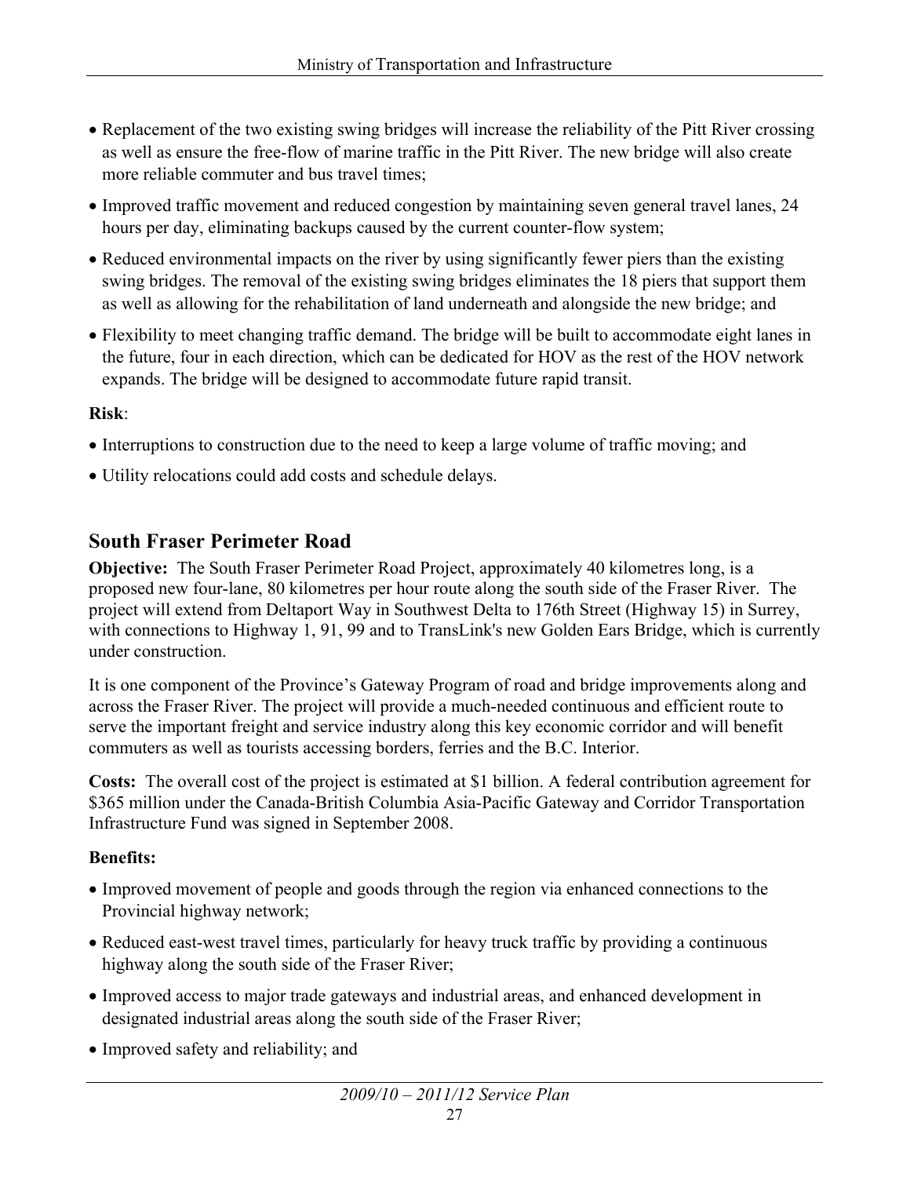- Replacement of the two existing swing bridges will increase the reliability of the Pitt River crossing as well as ensure the free-flow of marine traffic in the Pitt River. The new bridge will also create more reliable commuter and bus travel times;
- Improved traffic movement and reduced congestion by maintaining seven general travel lanes, 24 hours per day, eliminating backups caused by the current counter-flow system;
- Reduced environmental impacts on the river by using significantly fewer piers than the existing swing bridges. The removal of the existing swing bridges eliminates the 18 piers that support them as well as allowing for the rehabilitation of land underneath and alongside the new bridge; and
- Flexibility to meet changing traffic demand. The bridge will be built to accommodate eight lanes in the future, four in each direction, which can be dedicated for HOV as the rest of the HOV network expands. The bridge will be designed to accommodate future rapid transit.

**Risk**:

- Interruptions to construction due to the need to keep a large volume of traffic moving; and
- Utility relocations could add costs and schedule delays.

## South Fraser Perimeter Road

**Objective:** The South Fraser Perimeter Road Project, approximately 40 kilometres long, is a proposed new four-lane, 80 kilometres per hour route along the south side of the Fraser River. The project will extend from Deltaport Way in Southwest Delta to 176th Street (Highway 15) in Surrey, with connections to Highway 1, 91, 99 and to TransLink's new Golden Ears Bridge, which is currently under construction.

It is one component of the Province's Gateway Program of road and bridge improvements along and across the Fraser River. The project will provide a much-needed continuous and efficient route to serve the important freight and service industry along this key economic corridor and will benefit commuters as well as tourists accessing borders, ferries and the B.C. Interior.

**Costs:** The overall cost of the project is estimated at $1 billion. A federal contribution agreement for $365 million under the Canada-British Columbia Asia-Pacific Gateway and Corridor Transportation Infrastructure Fund was signed in September 2008.

**Benefits:**

- Improved movement of people and goods through the region via enhanced connections to the Provincial highway network;
- Reduced east-west travel times, particularly for heavy truck traffic by providing a continuous highway along the south side of the Fraser River;
- Improved access to major trade gateways and industrial areas, and enhanced development in designated industrial areas along the south side of the Fraser River;
- Improved safety and reliability; and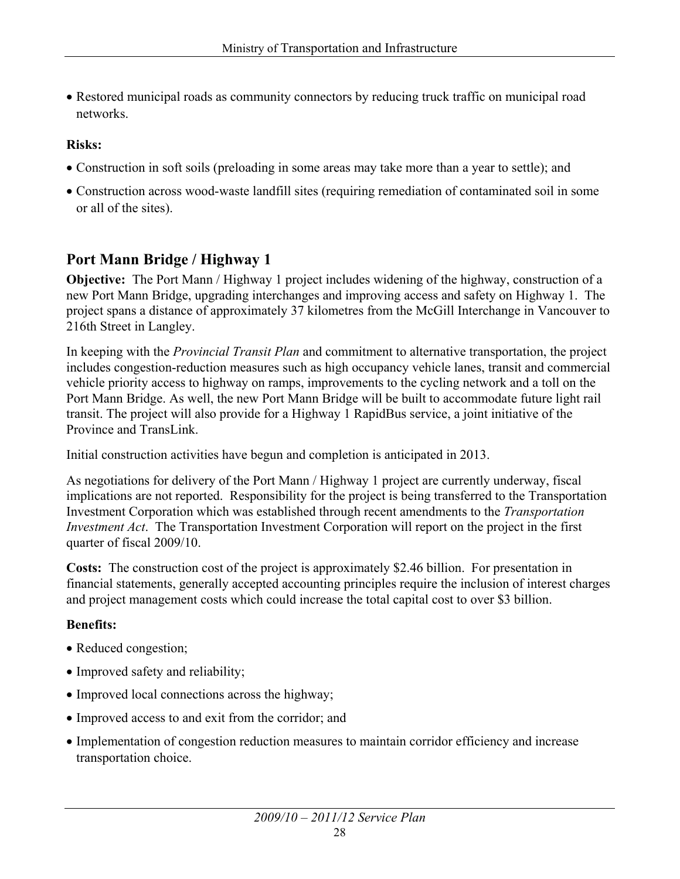- Restored municipal roads as community connectors by reducing truck traffic on municipal road networks.

**Risks:**

- Construction in soft soils (preloading in some areas may take more than a year to settle); and
- Construction across wood-waste landfill sites (requiring remediation of contaminated soil in some or all of the sites).

## Port Mann Bridge / Highway 1

**Objective:** The Port Mann / Highway 1 project includes widening of the highway, construction of a new Port Mann Bridge, upgrading interchanges and improving access and safety on Highway 1. The project spans a distance of approximately 37 kilometres from the McGill Interchange in Vancouver to 216th Street in Langley.

In keeping with the *Provincial Transit Plan* and commitment to alternative transportation, the project includes congestion-reduction measures such as high occupancy vehicle lanes, transit and commercial vehicle priority access to highway on ramps, improvements to the cycling network and a toll on the Port Mann Bridge. As well, the new Port Mann Bridge will be built to accommodate future light rail transit. The project will also provide for a Highway 1 RapidBus service, a joint initiative of the Province and TransLink.

Initial construction activities have begun and completion is anticipated in 2013.

As negotiations for delivery of the Port Mann / Highway 1 project are currently underway, fiscal implications are not reported. Responsibility for the project is being transferred to the Transportation Investment Corporation which was established through recent amendments to the *Transportation Investment Act*. The Transportation Investment Corporation will report on the project in the first quarter of fiscal 2009/10.

**Costs:** The construction cost of the project is approximately $2.46 billion. For presentation in financial statements, generally accepted accounting principles require the inclusion of interest charges and project management costs which could increase the total capital cost to over $3 billion.

**Benefits:**

- Reduced congestion;
- Improved safety and reliability;
- Improved local connections across the highway;
- Improved access to and exit from the corridor; and
- Implementation of congestion reduction measures to maintain corridor efficiency and increase transportation choice.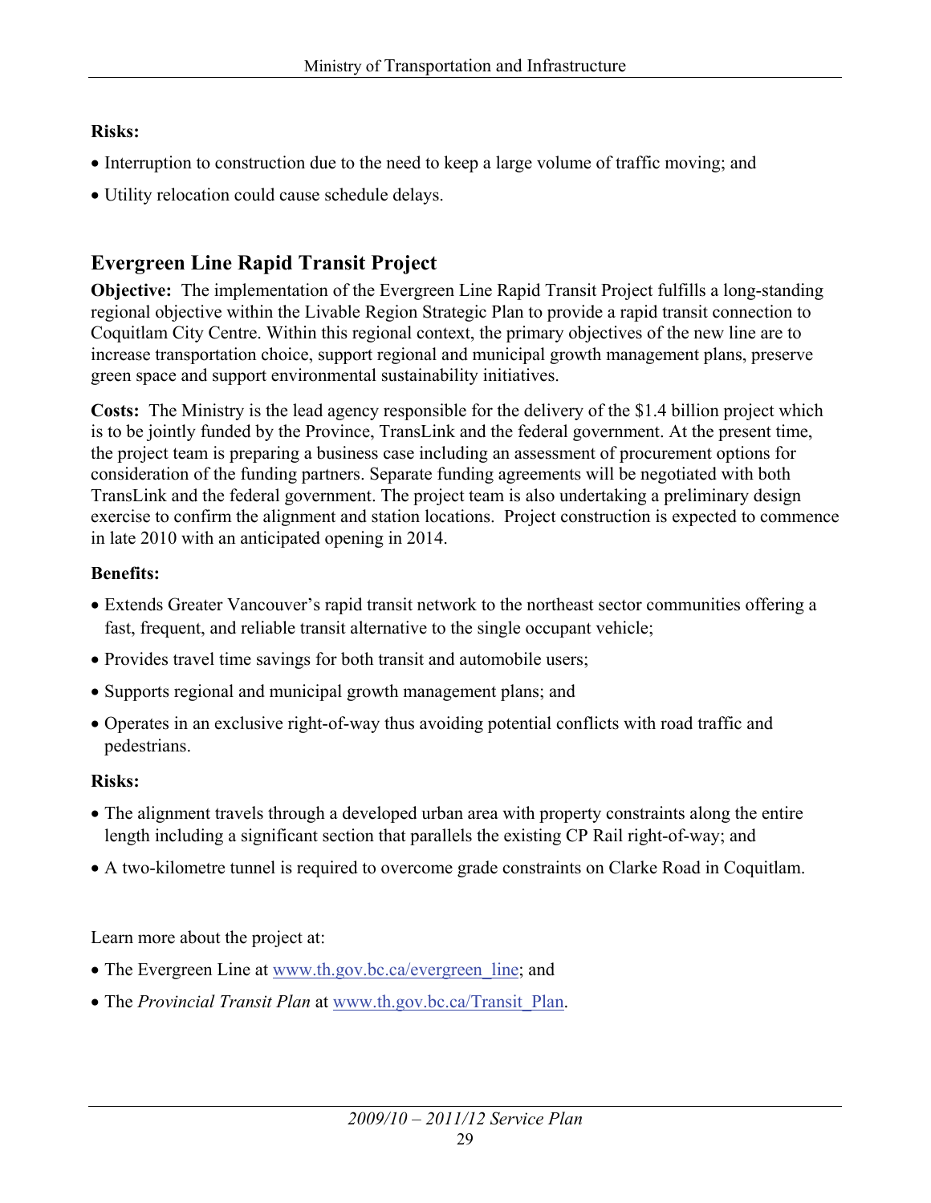**Risks:**

- Interruption to construction due to the need to keep a large volume of traffic moving; and
- Utility relocation could cause schedule delays.

## Evergreen Line Rapid Transit Project

**Objective:** The implementation of the Evergreen Line Rapid Transit Project fulfills a long-standing regional objective within the Livable Region Strategic Plan to provide a rapid transit connection to Coquitlam City Centre. Within this regional context, the primary objectives of the new line are to increase transportation choice, support regional and municipal growth management plans, preserve green space and support environmental sustainability initiatives.

**Costs:** The Ministry is the lead agency responsible for the delivery of the $1.4 billion project which is to be jointly funded by the Province, TransLink and the federal government. At the present time, the project team is preparing a business case including an assessment of procurement options for consideration of the funding partners. Separate funding agreements will be negotiated with both TransLink and the federal government. The project team is also undertaking a preliminary design exercise to confirm the alignment and station locations. Project construction is expected to commence in late 2010 with an anticipated opening in 2014.

**Benefits:**

- Extends Greater Vancouver's rapid transit network to the northeast sector communities offering a fast, frequent, and reliable transit alternative to the single occupant vehicle;
- Provides travel time savings for both transit and automobile users;
- Supports regional and municipal growth management plans; and
- Operates in an exclusive right-of-way thus avoiding potential conflicts with road traffic and pedestrians.

**Risks:**

- The alignment travels through a developed urban area with property constraints along the entire length including a significant section that parallels the existing CP Rail right-of-way; and
- A two-kilometre tunnel is required to overcome grade constraints on Clarke Road in Coquitlam.

Learn more about the project at:

- The Evergreen Line at [www.th.gov.bc.ca/evergreen_line](www.th.gov.bc.ca/evergreen_line); and
- The *Provincial Transit Plan* at [www.th.gov.bc.ca/Transit_Plan](www.th.gov.bc.ca/Transit_Plan).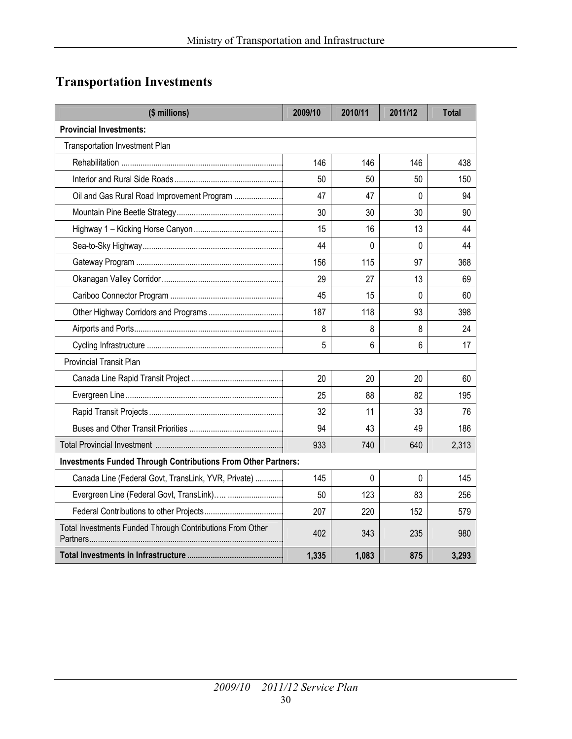## Transportation Investments

| ($ millions) | 2009/10 | 2010/11 | 2011/12 | Total |
|---|---|---|---|---|
| **Provincial Investments:** | | | | |
| Transportation Investment Plan | | | | |
| Rehabilitation | 146 | 146 | 146 | 438 |
| Interior and Rural Side Roads | 50 | 50 | 50 | 150 |
| Oil and Gas Rural Road Improvement Program | 47 | 47 | 0 | 94 |
| Mountain Pine Beetle Strategy | 30 | 30 | 30 | 90 |
| Highway 1 – Kicking Horse Canyon | 15 | 16 | 13 | 44 |
| Sea-to-Sky Highway | 44 | 0 | 0 | 44 |
| Gateway Program | 156 | 115 | 97 | 368 |
| Okanagan Valley Corridor | 29 | 27 | 13 | 69 |
| Cariboo Connector Program | 45 | 15 | 0 | 60 |
| Other Highway Corridors and Programs | 187 | 118 | 93 | 398 |
| Airports and Ports | 8 | 8 | 8 | 24 |
| Cycling Infrastructure | 5 | 6 | 6 | 17 |
| Provincial Transit Plan | | | | |
| Canada Line Rapid Transit Project | 20 | 20 | 20 | 60 |
| Evergreen Line | 25 | 88 | 82 | 195 |
| Rapid Transit Projects | 32 | 11 | 33 | 76 |
| Buses and Other Transit Priorities | 94 | 43 | 49 | 186 |
| Total Provincial Investment | 933 | 740 | 640 | 2,313 |
| **Investments Funded Through Contributions From Other Partners:** | | | | |
| Canada Line (Federal Govt, TransLink, YVR, Private) | 145 | 0 | 0 | 145 |
| Evergreen Line (Federal Govt, TransLink)….. | 50 | 123 | 83 | 256 |
| Federal Contributions to other Projects | 207 | 220 | 152 | 579 |
| Total Investments Funded Through Contributions From Other Partners | 402 | 343 | 235 | 980 |
| **Total Investments in Infrastructure** | **1,335** | **1,083** | **875** | **3,293** |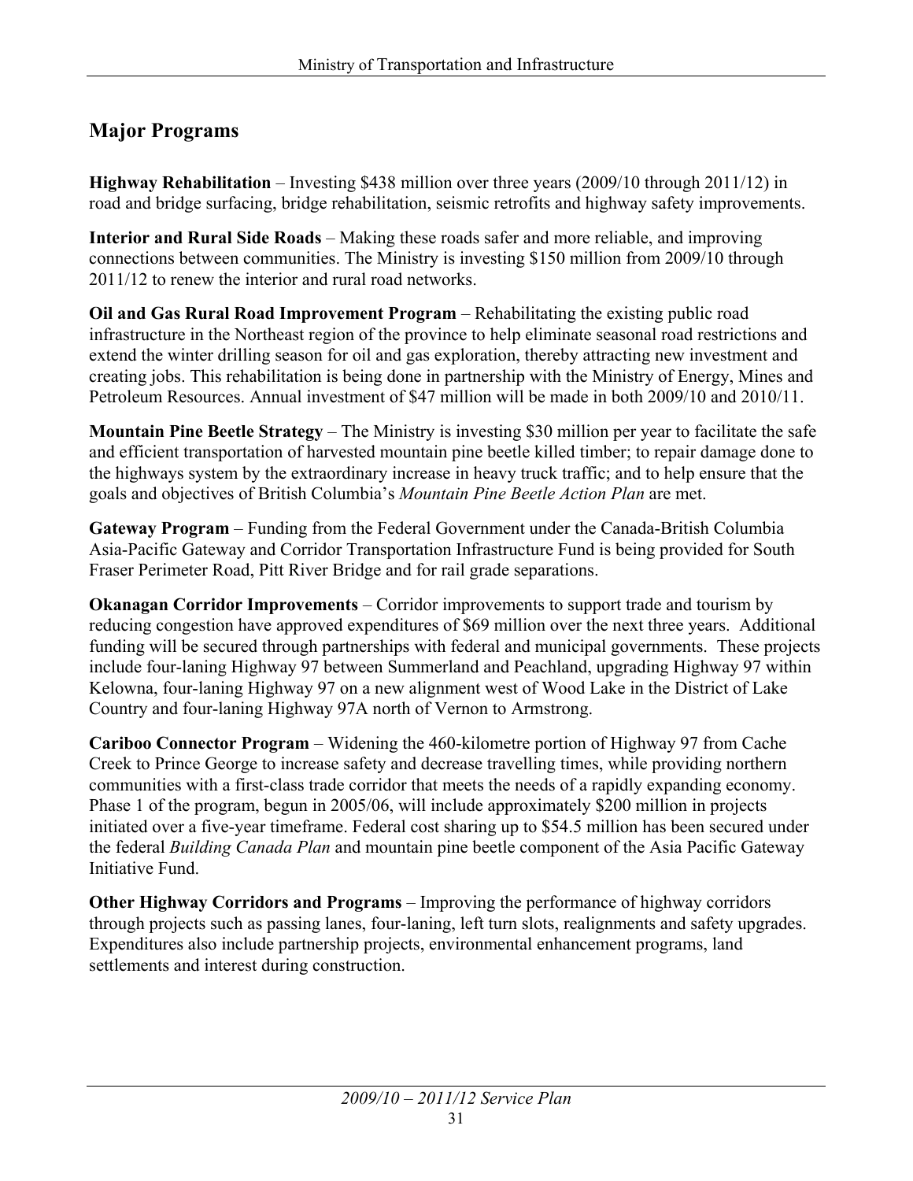## Major Programs

**Highway Rehabilitation** – Investing $438 million over three years (2009/10 through 2011/12) in road and bridge surfacing, bridge rehabilitation, seismic retrofits and highway safety improvements.

**Interior and Rural Side Roads** – Making these roads safer and more reliable, and improving connections between communities. The Ministry is investing $150 million from 2009/10 through 2011/12 to renew the interior and rural road networks.

**Oil and Gas Rural Road Improvement Program** – Rehabilitating the existing public road infrastructure in the Northeast region of the province to help eliminate seasonal road restrictions and extend the winter drilling season for oil and gas exploration, thereby attracting new investment and creating jobs. This rehabilitation is being done in partnership with the Ministry of Energy, Mines and Petroleum Resources. Annual investment of $47 million will be made in both 2009/10 and 2010/11.

**Mountain Pine Beetle Strategy** – The Ministry is investing $30 million per year to facilitate the safe and efficient transportation of harvested mountain pine beetle killed timber; to repair damage done to the highways system by the extraordinary increase in heavy truck traffic; and to help ensure that the goals and objectives of British Columbia's *Mountain Pine Beetle Action Plan* are met.

**Gateway Program** – Funding from the Federal Government under the Canada-British Columbia Asia-Pacific Gateway and Corridor Transportation Infrastructure Fund is being provided for South Fraser Perimeter Road, Pitt River Bridge and for rail grade separations.

**Okanagan Corridor Improvements** – Corridor improvements to support trade and tourism by reducing congestion have approved expenditures of $69 million over the next three years. Additional funding will be secured through partnerships with federal and municipal governments. These projects include four-laning Highway 97 between Summerland and Peachland, upgrading Highway 97 within Kelowna, four-laning Highway 97 on a new alignment west of Wood Lake in the District of Lake Country and four-laning Highway 97A north of Vernon to Armstrong.

**Cariboo Connector Program** – Widening the 460-kilometre portion of Highway 97 from Cache Creek to Prince George to increase safety and decrease travelling times, while providing northern communities with a first-class trade corridor that meets the needs of a rapidly expanding economy. Phase 1 of the program, begun in 2005/06, will include approximately $200 million in projects initiated over a five-year timeframe. Federal cost sharing up to $54.5 million has been secured under the federal *Building Canada Plan* and mountain pine beetle component of the Asia Pacific Gateway Initiative Fund.

**Other Highway Corridors and Programs** – Improving the performance of highway corridors through projects such as passing lanes, four-laning, left turn slots, realignments and safety upgrades. Expenditures also include partnership projects, environmental enhancement programs, land settlements and interest during construction.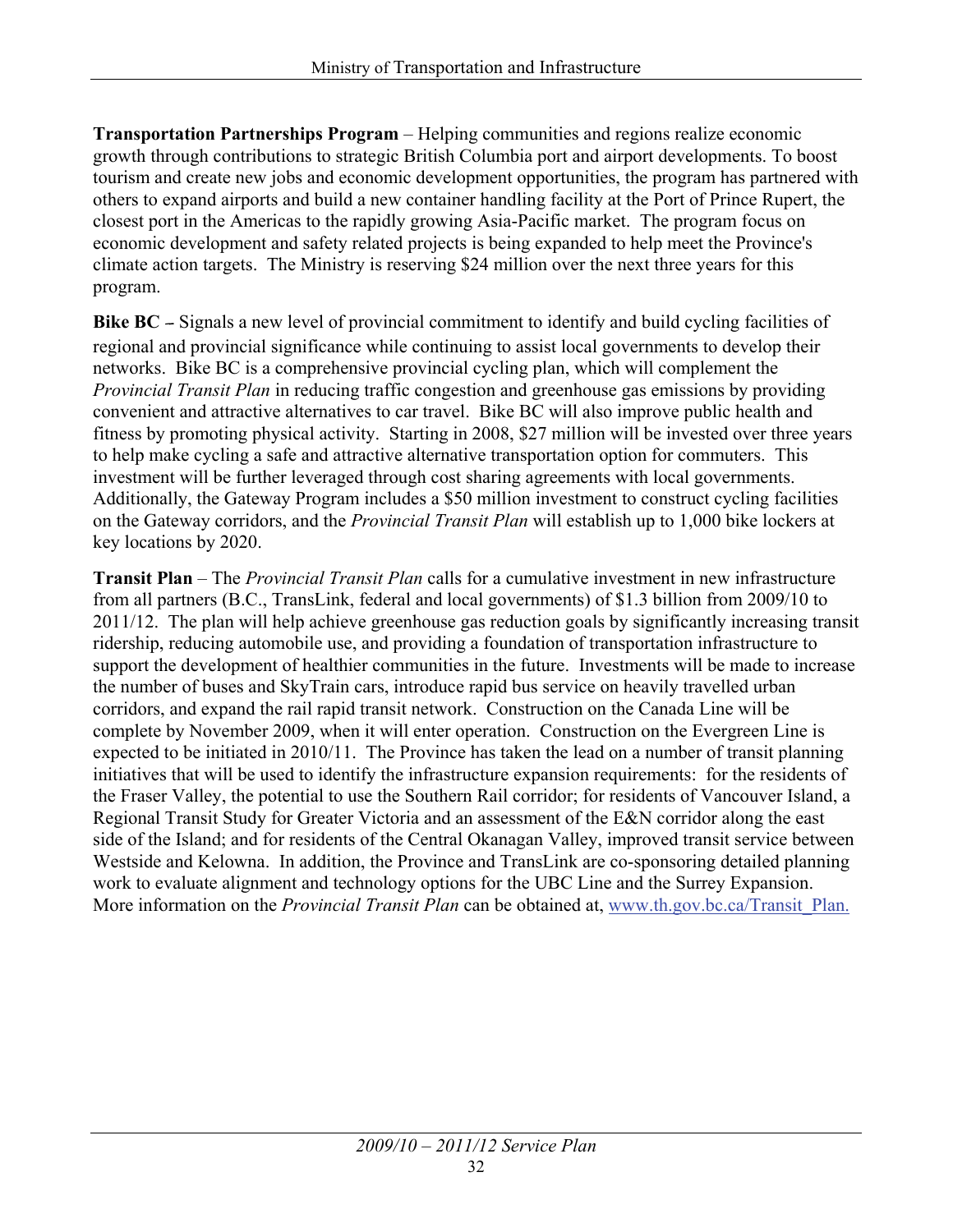**Transportation Partnerships Program** – Helping communities and regions realize economic growth through contributions to strategic British Columbia port and airport developments. To boost tourism and create new jobs and economic development opportunities, the program has partnered with others to expand airports and build a new container handling facility at the Port of Prince Rupert, the closest port in the Americas to the rapidly growing Asia-Pacific market. The program focus on economic development and safety related projects is being expanded to help meet the Province's climate action targets. The Ministry is reserving $24 million over the next three years for this program.

**Bike BC** – Signals a new level of provincial commitment to identify and build cycling facilities of regional and provincial significance while continuing to assist local governments to develop their networks. Bike BC is a comprehensive provincial cycling plan, which will complement the *Provincial Transit Plan* in reducing traffic congestion and greenhouse gas emissions by providing convenient and attractive alternatives to car travel. Bike BC will also improve public health and fitness by promoting physical activity. Starting in 2008, $27 million will be invested over three years to help make cycling a safe and attractive alternative transportation option for commuters. This investment will be further leveraged through cost sharing agreements with local governments. Additionally, the Gateway Program includes a $50 million investment to construct cycling facilities on the Gateway corridors, and the *Provincial Transit Plan* will establish up to 1,000 bike lockers at key locations by 2020.

**Transit Plan** – The *Provincial Transit Plan* calls for a cumulative investment in new infrastructure from all partners (B.C., TransLink, federal and local governments) of $1.3 billion from 2009/10 to 2011/12. The plan will help achieve greenhouse gas reduction goals by significantly increasing transit ridership, reducing automobile use, and providing a foundation of transportation infrastructure to support the development of healthier communities in the future. Investments will be made to increase the number of buses and SkyTrain cars, introduce rapid bus service on heavily travelled urban corridors, and expand the rail rapid transit network. Construction on the Canada Line will be complete by November 2009, when it will enter operation. Construction on the Evergreen Line is expected to be initiated in 2010/11. The Province has taken the lead on a number of transit planning initiatives that will be used to identify the infrastructure expansion requirements: for the residents of the Fraser Valley, the potential to use the Southern Rail corridor; for residents of Vancouver Island, a Regional Transit Study for Greater Victoria and an assessment of the E&N corridor along the east side of the Island; and for residents of the Central Okanagan Valley, improved transit service between Westside and Kelowna. In addition, the Province and TransLink are co-sponsoring detailed planning work to evaluate alignment and technology options for the UBC Line and the Surrey Expansion. More information on the *Provincial Transit Plan* can be obtained at, www.th.gov.bc.ca/Transit_Plan.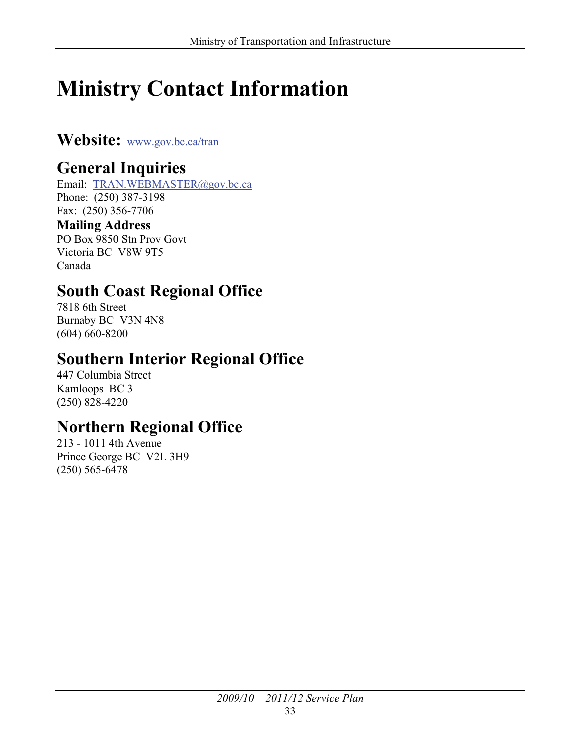# Ministry Contact Information

## Website: [www.gov.bc.ca/tran](http://www.gov.bc.ca/tran)

## General Inquiries

Email: [TRAN.WEBMASTER@gov.bc.ca](mailto:TRAN.WEBMASTER@gov.bc.ca)
Phone: (250) 387-3198
Fax: (250) 356-7706

### Mailing Address

PO Box 9850 Stn Prov Govt
Victoria BC V8W 9T5
Canada

## South Coast Regional Office

7818 6th Street
Burnaby BC V3N 4N8
(604) 660-8200

## Southern Interior Regional Office

447 Columbia Street
Kamloops BC 3
(250) 828-4220

## Northern Regional Office

213 - 1011 4th Avenue
Prince George BC V2L 3H9
(250) 565-6478